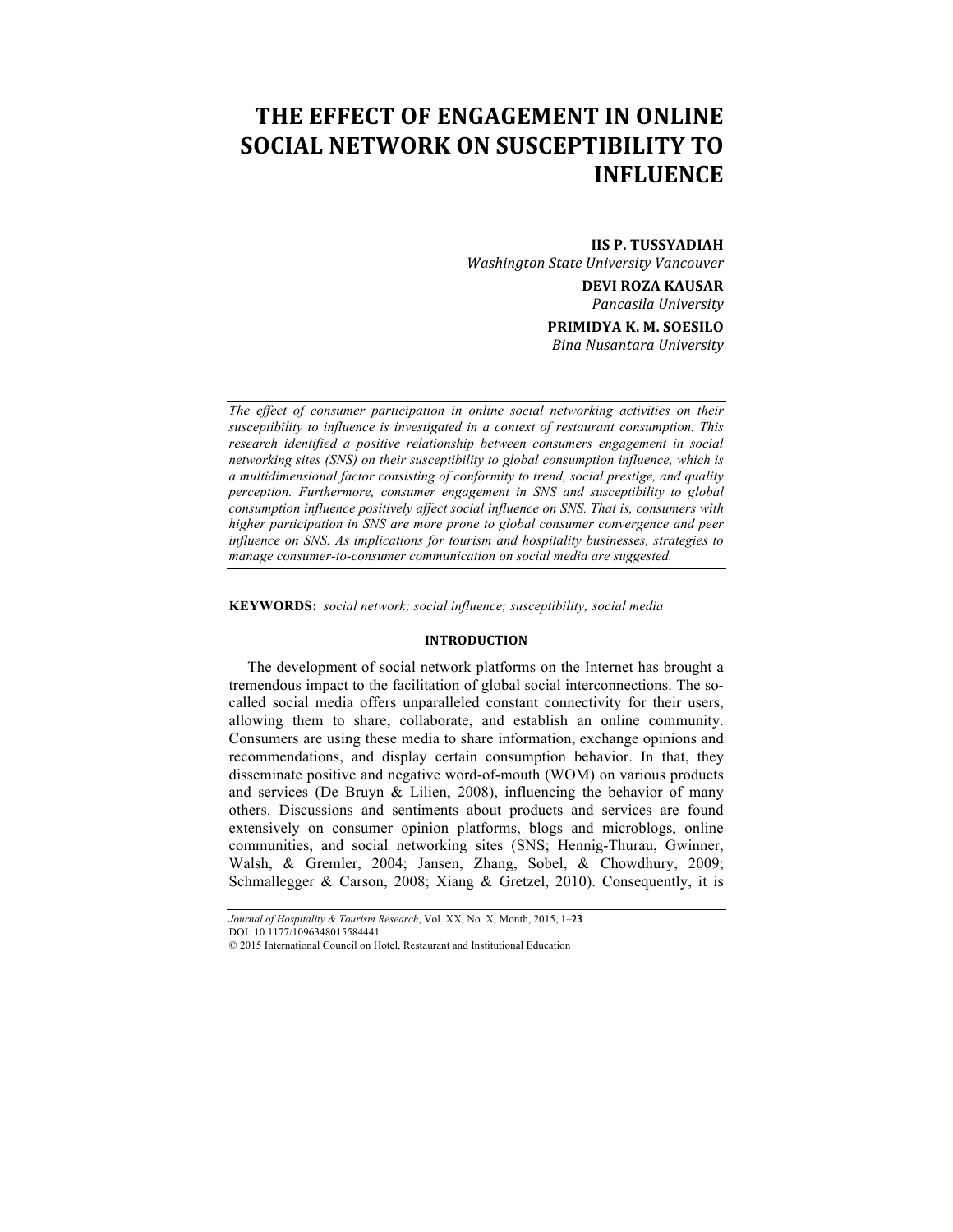# THE EFFECT OF ENGAGEMENT IN ONLINE SOCIAL NETWORK ON SUSCEPTIBILITY TO INFLUENCE

**IIS P. TUSSYADIAH**
*Washington State University Vancouver*

**DEVI ROZA KAUSAR**
*Pancasila University*

**PRIMIDYA K. M. SOESILO**
*Bina Nusantara University*

*The effect of consumer participation in online social networking activities on their susceptibility to influence is investigated in a context of restaurant consumption. This research identified a positive relationship between consumers engagement in social networking sites (SNS) on their susceptibility to global consumption influence, which is a multidimensional factor consisting of conformity to trend, social prestige, and quality perception. Furthermore, consumer engagement in SNS and susceptibility to global consumption influence positively affect social influence on SNS. That is, consumers with higher participation in SNS are more prone to global consumer convergence and peer influence on SNS. As implications for tourism and hospitality businesses, strategies to manage consumer-to-consumer communication on social media are suggested.*

**KEYWORDS:** *social network; social influence; susceptibility; social media*

## INTRODUCTION

The development of social network platforms on the Internet has brought a tremendous impact to the facilitation of global social interconnections. The so-called social media offers unparalleled constant connectivity for their users, allowing them to share, collaborate, and establish an online community. Consumers are using these media to share information, exchange opinions and recommendations, and display certain consumption behavior. In that, they disseminate positive and negative word-of-mouth (WOM) on various products and services (De Bruyn & Lilien, 2008), influencing the behavior of many others. Discussions and sentiments about products and services are found extensively on consumer opinion platforms, blogs and microblogs, online communities, and social networking sites (SNS; Hennig-Thurau, Gwinner, Walsh, & Gremler, 2004; Jansen, Zhang, Sobel, & Chowdhury, 2009; Schmallegger & Carson, 2008; Xiang & Gretzel, 2010). Consequently, it is

DOI: 10.1177/1096348015584441

© 2015 International Council on Hotel, Restaurant and Institutional Education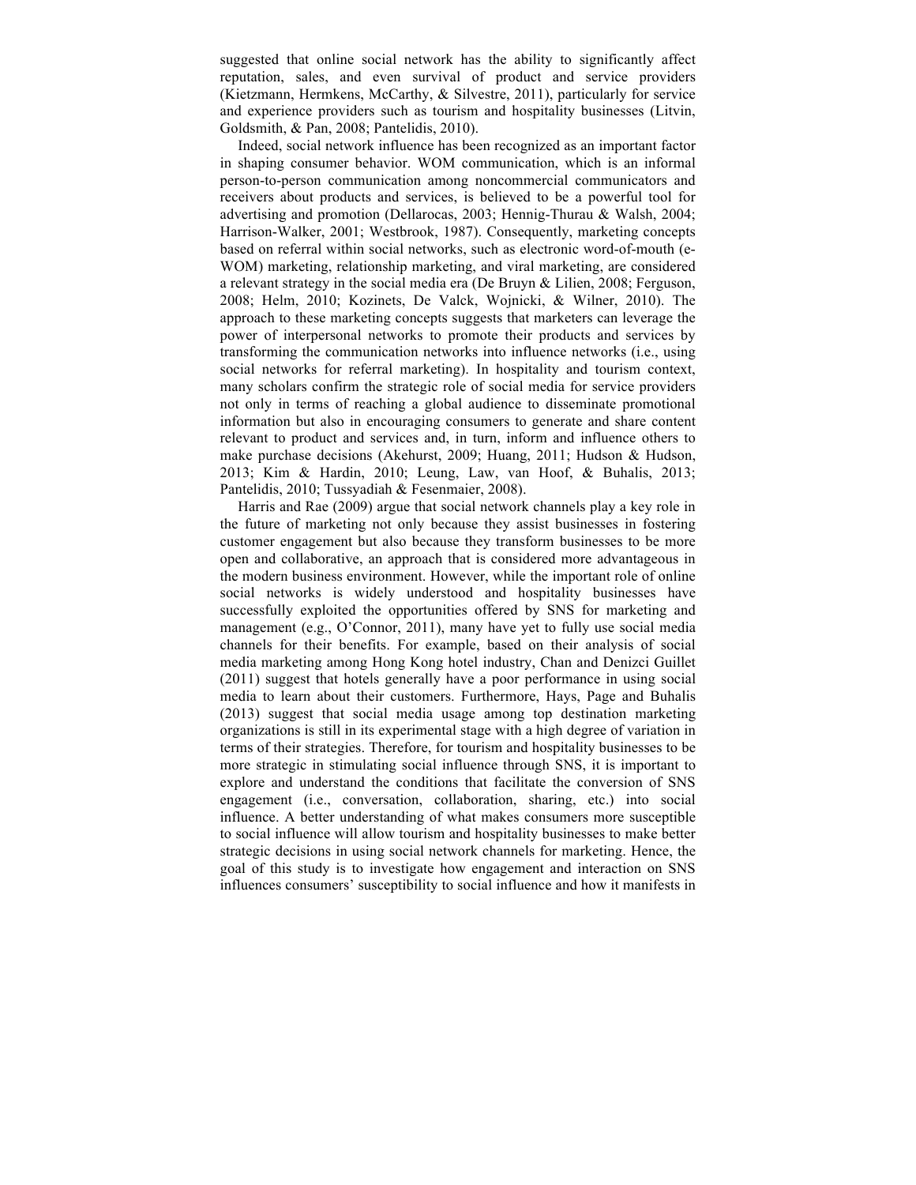suggested that online social network has the ability to significantly affect reputation, sales, and even survival of product and service providers (Kietzmann, Hermkens, McCarthy, & Silvestre, 2011), particularly for service and experience providers such as tourism and hospitality businesses (Litvin, Goldsmith, & Pan, 2008; Pantelidis, 2010).

Indeed, social network influence has been recognized as an important factor in shaping consumer behavior. WOM communication, which is an informal person-to-person communication among noncommercial communicators and receivers about products and services, is believed to be a powerful tool for advertising and promotion (Dellarocas, 2003; Hennig-Thurau & Walsh, 2004; Harrison-Walker, 2001; Westbrook, 1987). Consequently, marketing concepts based on referral within social networks, such as electronic word-of-mouth (e-WOM) marketing, relationship marketing, and viral marketing, are considered a relevant strategy in the social media era (De Bruyn & Lilien, 2008; Ferguson, 2008; Helm, 2010; Kozinets, De Valck, Wojnicki, & Wilner, 2010). The approach to these marketing concepts suggests that marketers can leverage the power of interpersonal networks to promote their products and services by transforming the communication networks into influence networks (i.e., using social networks for referral marketing). In hospitality and tourism context, many scholars confirm the strategic role of social media for service providers not only in terms of reaching a global audience to disseminate promotional information but also in encouraging consumers to generate and share content relevant to product and services and, in turn, inform and influence others to make purchase decisions (Akehurst, 2009; Huang, 2011; Hudson & Hudson, 2013; Kim & Hardin, 2010; Leung, Law, van Hoof, & Buhalis, 2013; Pantelidis, 2010; Tussyadiah & Fesenmaier, 2008).

Harris and Rae (2009) argue that social network channels play a key role in the future of marketing not only because they assist businesses in fostering customer engagement but also because they transform businesses to be more open and collaborative, an approach that is considered more advantageous in the modern business environment. However, while the important role of online social networks is widely understood and hospitality businesses have successfully exploited the opportunities offered by SNS for marketing and management (e.g., O'Connor, 2011), many have yet to fully use social media channels for their benefits. For example, based on their analysis of social media marketing among Hong Kong hotel industry, Chan and Denizci Guillet (2011) suggest that hotels generally have a poor performance in using social media to learn about their customers. Furthermore, Hays, Page and Buhalis (2013) suggest that social media usage among top destination marketing organizations is still in its experimental stage with a high degree of variation in terms of their strategies. Therefore, for tourism and hospitality businesses to be more strategic in stimulating social influence through SNS, it is important to explore and understand the conditions that facilitate the conversion of SNS engagement (i.e., conversation, collaboration, sharing, etc.) into social influence. A better understanding of what makes consumers more susceptible to social influence will allow tourism and hospitality businesses to make better strategic decisions in using social network channels for marketing. Hence, the goal of this study is to investigate how engagement and interaction on SNS influences consumers' susceptibility to social influence and how it manifests in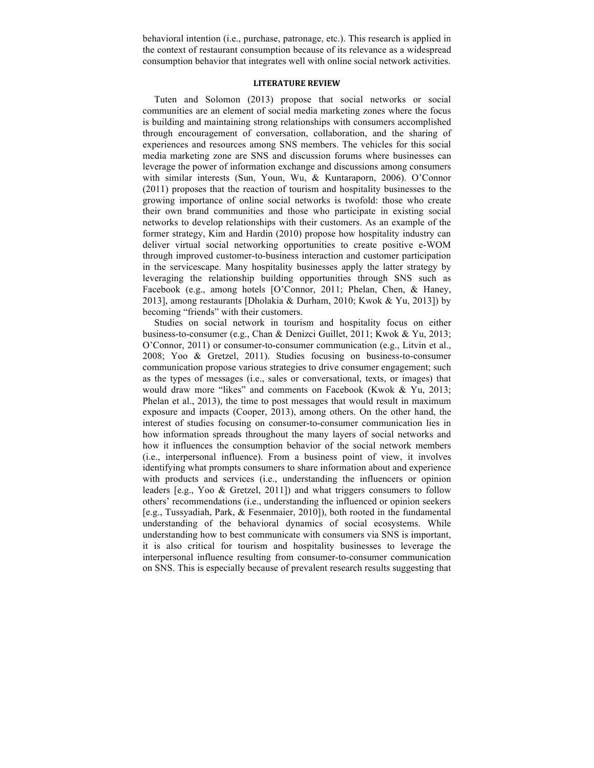behavioral intention (i.e., purchase, patronage, etc.). This research is applied in the context of restaurant consumption because of its relevance as a widespread consumption behavior that integrates well with online social network activities.

## LITERATURE REVIEW

Tuten and Solomon (2013) propose that social networks or social communities are an element of social media marketing zones where the focus is building and maintaining strong relationships with consumers accomplished through encouragement of conversation, collaboration, and the sharing of experiences and resources among SNS members. The vehicles for this social media marketing zone are SNS and discussion forums where businesses can leverage the power of information exchange and discussions among consumers with similar interests (Sun, Youn, Wu, & Kuntaraporn, 2006). O'Connor (2011) proposes that the reaction of tourism and hospitality businesses to the growing importance of online social networks is twofold: those who create their own brand communities and those who participate in existing social networks to develop relationships with their customers. As an example of the former strategy, Kim and Hardin (2010) propose how hospitality industry can deliver virtual social networking opportunities to create positive e-WOM through improved customer-to-business interaction and customer participation in the servicescape. Many hospitality businesses apply the latter strategy by leveraging the relationship building opportunities through SNS such as Facebook (e.g., among hotels [O'Connor, 2011; Phelan, Chen, & Haney, 2013], among restaurants [Dholakia & Durham, 2010; Kwok & Yu, 2013]) by becoming "friends" with their customers.

Studies on social network in tourism and hospitality focus on either business-to-consumer (e.g., Chan & Denizci Guillet, 2011; Kwok & Yu, 2013; O'Connor, 2011) or consumer-to-consumer communication (e.g., Litvin et al., 2008; Yoo & Gretzel, 2011). Studies focusing on business-to-consumer communication propose various strategies to drive consumer engagement; such as the types of messages (i.e., sales or conversational, texts, or images) that would draw more "likes" and comments on Facebook (Kwok & Yu, 2013; Phelan et al., 2013), the time to post messages that would result in maximum exposure and impacts (Cooper, 2013), among others. On the other hand, the interest of studies focusing on consumer-to-consumer communication lies in how information spreads throughout the many layers of social networks and how it influences the consumption behavior of the social network members (i.e., interpersonal influence). From a business point of view, it involves identifying what prompts consumers to share information about and experience with products and services (i.e., understanding the influencers or opinion leaders [e.g., Yoo & Gretzel, 2011]) and what triggers consumers to follow others' recommendations (i.e., understanding the influenced or opinion seekers [e.g., Tussyadiah, Park, & Fesenmaier, 2010]), both rooted in the fundamental understanding of the behavioral dynamics of social ecosystems. While understanding how to best communicate with consumers via SNS is important, it is also critical for tourism and hospitality businesses to leverage the interpersonal influence resulting from consumer-to-consumer communication on SNS. This is especially because of prevalent research results suggesting that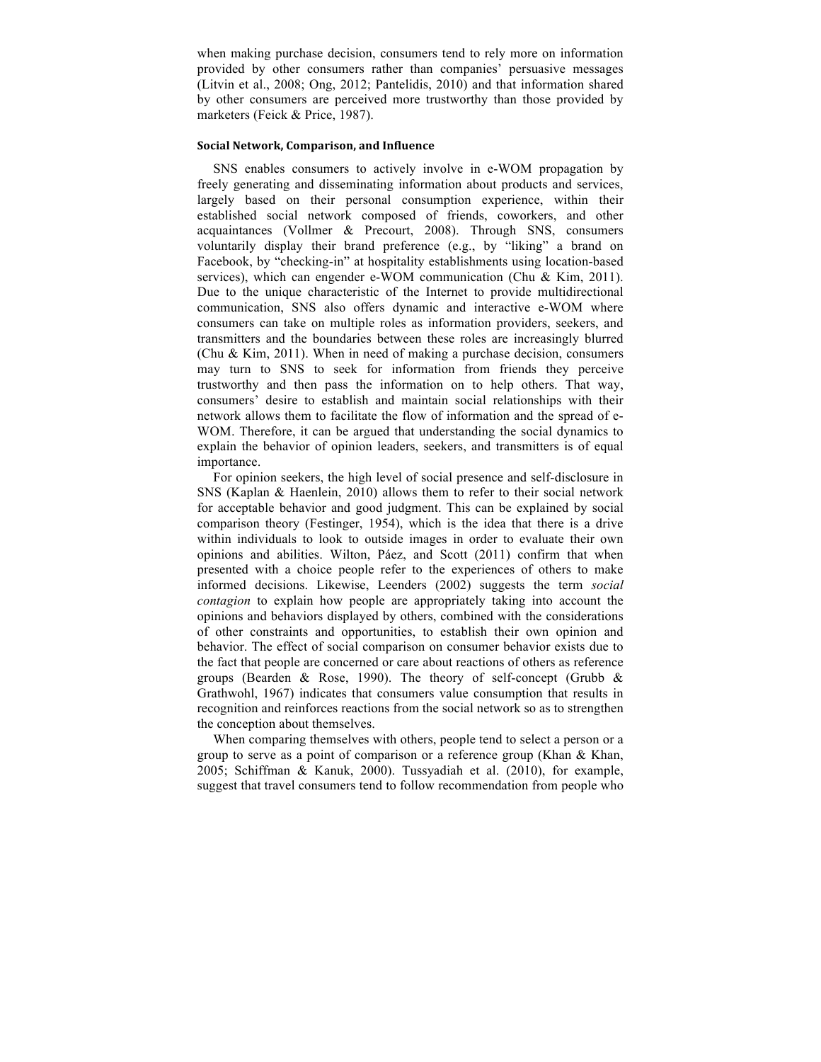when making purchase decision, consumers tend to rely more on information provided by other consumers rather than companies' persuasive messages (Litvin et al., 2008; Ong, 2012; Pantelidis, 2010) and that information shared by other consumers are perceived more trustworthy than those provided by marketers (Feick & Price, 1987).

### Social Network, Comparison, and Influence

SNS enables consumers to actively involve in e-WOM propagation by freely generating and disseminating information about products and services, largely based on their personal consumption experience, within their established social network composed of friends, coworkers, and other acquaintances (Vollmer & Precourt, 2008). Through SNS, consumers voluntarily display their brand preference (e.g., by "liking" a brand on Facebook, by "checking-in" at hospitality establishments using location-based services), which can engender e-WOM communication (Chu & Kim, 2011). Due to the unique characteristic of the Internet to provide multidirectional communication, SNS also offers dynamic and interactive e-WOM where consumers can take on multiple roles as information providers, seekers, and transmitters and the boundaries between these roles are increasingly blurred (Chu & Kim, 2011). When in need of making a purchase decision, consumers may turn to SNS to seek for information from friends they perceive trustworthy and then pass the information on to help others. That way, consumers' desire to establish and maintain social relationships with their network allows them to facilitate the flow of information and the spread of e-WOM. Therefore, it can be argued that understanding the social dynamics to explain the behavior of opinion leaders, seekers, and transmitters is of equal importance.

For opinion seekers, the high level of social presence and self-disclosure in SNS (Kaplan & Haenlein, 2010) allows them to refer to their social network for acceptable behavior and good judgment. This can be explained by social comparison theory (Festinger, 1954), which is the idea that there is a drive within individuals to look to outside images in order to evaluate their own opinions and abilities. Wilton, Páez, and Scott (2011) confirm that when presented with a choice people refer to the experiences of others to make informed decisions. Likewise, Leenders (2002) suggests the term *social contagion* to explain how people are appropriately taking into account the opinions and behaviors displayed by others, combined with the considerations of other constraints and opportunities, to establish their own opinion and behavior. The effect of social comparison on consumer behavior exists due to the fact that people are concerned or care about reactions of others as reference groups (Bearden & Rose, 1990). The theory of self-concept (Grubb & Grathwohl, 1967) indicates that consumers value consumption that results in recognition and reinforces reactions from the social network so as to strengthen the conception about themselves.

When comparing themselves with others, people tend to select a person or a group to serve as a point of comparison or a reference group (Khan & Khan, 2005; Schiffman & Kanuk, 2000). Tussyadiah et al. (2010), for example, suggest that travel consumers tend to follow recommendation from people who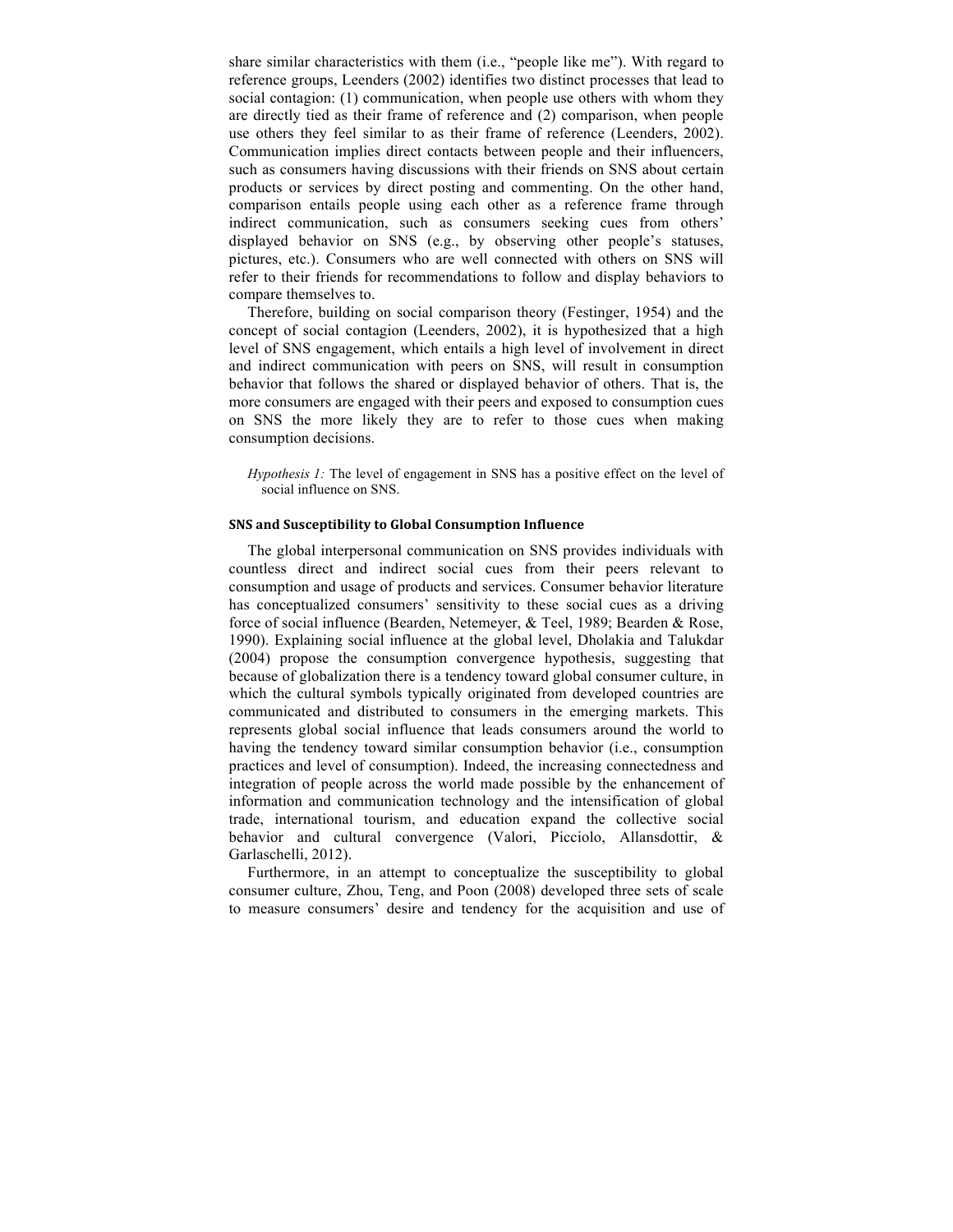share similar characteristics with them (i.e., "people like me"). With regard to reference groups, Leenders (2002) identifies two distinct processes that lead to social contagion: (1) communication, when people use others with whom they are directly tied as their frame of reference and (2) comparison, when people use others they feel similar to as their frame of reference (Leenders, 2002). Communication implies direct contacts between people and their influencers, such as consumers having discussions with their friends on SNS about certain products or services by direct posting and commenting. On the other hand, comparison entails people using each other as a reference frame through indirect communication, such as consumers seeking cues from others' displayed behavior on SNS (e.g., by observing other people's statuses, pictures, etc.). Consumers who are well connected with others on SNS will refer to their friends for recommendations to follow and display behaviors to compare themselves to.

Therefore, building on social comparison theory (Festinger, 1954) and the concept of social contagion (Leenders, 2002), it is hypothesized that a high level of SNS engagement, which entails a high level of involvement in direct and indirect communication with peers on SNS, will result in consumption behavior that follows the shared or displayed behavior of others. That is, the more consumers are engaged with their peers and exposed to consumption cues on SNS the more likely they are to refer to those cues when making consumption decisions.

> *Hypothesis 1:* The level of engagement in SNS has a positive effect on the level of social influence on SNS.

### SNS and Susceptibility to Global Consumption Influence

The global interpersonal communication on SNS provides individuals with countless direct and indirect social cues from their peers relevant to consumption and usage of products and services. Consumer behavior literature has conceptualized consumers' sensitivity to these social cues as a driving force of social influence (Bearden, Netemeyer, & Teel, 1989; Bearden & Rose, 1990). Explaining social influence at the global level, Dholakia and Talukdar (2004) propose the consumption convergence hypothesis, suggesting that because of globalization there is a tendency toward global consumer culture, in which the cultural symbols typically originated from developed countries are communicated and distributed to consumers in the emerging markets. This represents global social influence that leads consumers around the world to having the tendency toward similar consumption behavior (i.e., consumption practices and level of consumption). Indeed, the increasing connectedness and integration of people across the world made possible by the enhancement of information and communication technology and the intensification of global trade, international tourism, and education expand the collective social behavior and cultural convergence (Valori, Picciolo, Allansdottir, & Garlaschelli, 2012).

Furthermore, in an attempt to conceptualize the susceptibility to global consumer culture, Zhou, Teng, and Poon (2008) developed three sets of scale to measure consumers' desire and tendency for the acquisition and use of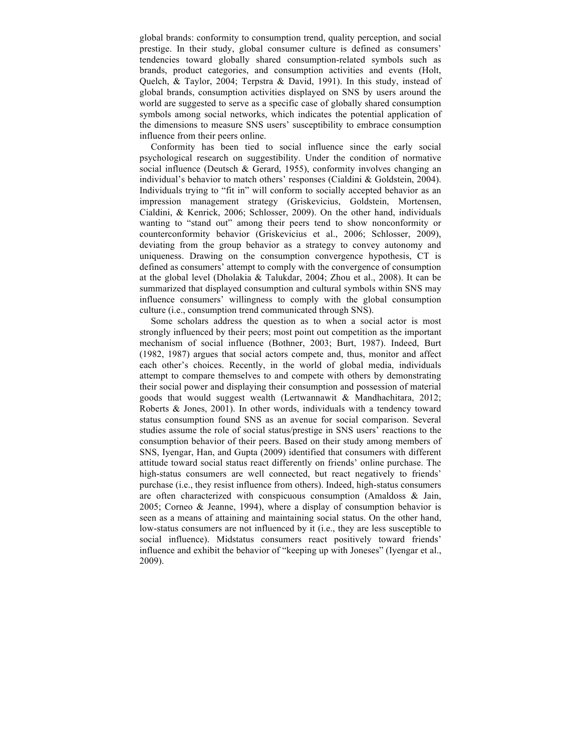global brands: conformity to consumption trend, quality perception, and social prestige. In their study, global consumer culture is defined as consumers' tendencies toward globally shared consumption-related symbols such as brands, product categories, and consumption activities and events (Holt, Quelch, & Taylor, 2004; Terpstra & David, 1991). In this study, instead of global brands, consumption activities displayed on SNS by users around the world are suggested to serve as a specific case of globally shared consumption symbols among social networks, which indicates the potential application of the dimensions to measure SNS users' susceptibility to embrace consumption influence from their peers online.

Conformity has been tied to social influence since the early social psychological research on suggestibility. Under the condition of normative social influence (Deutsch & Gerard, 1955), conformity involves changing an individual's behavior to match others' responses (Cialdini & Goldstein, 2004). Individuals trying to "fit in" will conform to socially accepted behavior as an impression management strategy (Griskevicius, Goldstein, Mortensen, Cialdini, & Kenrick, 2006; Schlosser, 2009). On the other hand, individuals wanting to "stand out" among their peers tend to show nonconformity or counterconformity behavior (Griskevicius et al., 2006; Schlosser, 2009), deviating from the group behavior as a strategy to convey autonomy and uniqueness. Drawing on the consumption convergence hypothesis, CT is defined as consumers' attempt to comply with the convergence of consumption at the global level (Dholakia & Talukdar, 2004; Zhou et al., 2008). It can be summarized that displayed consumption and cultural symbols within SNS may influence consumers' willingness to comply with the global consumption culture (i.e., consumption trend communicated through SNS).

Some scholars address the question as to when a social actor is most strongly influenced by their peers; most point out competition as the important mechanism of social influence (Bothner, 2003; Burt, 1987). Indeed, Burt (1982, 1987) argues that social actors compete and, thus, monitor and affect each other's choices. Recently, in the world of global media, individuals attempt to compare themselves to and compete with others by demonstrating their social power and displaying their consumption and possession of material goods that would suggest wealth (Lertwannawit & Mandhachitara, 2012; Roberts & Jones, 2001). In other words, individuals with a tendency toward status consumption found SNS as an avenue for social comparison. Several studies assume the role of social status/prestige in SNS users' reactions to the consumption behavior of their peers. Based on their study among members of SNS, Iyengar, Han, and Gupta (2009) identified that consumers with different attitude toward social status react differently on friends' online purchase. The high-status consumers are well connected, but react negatively to friends' purchase (i.e., they resist influence from others). Indeed, high-status consumers are often characterized with conspicuous consumption (Amaldoss & Jain, 2005; Corneo & Jeanne, 1994), where a display of consumption behavior is seen as a means of attaining and maintaining social status. On the other hand, low-status consumers are not influenced by it (i.e., they are less susceptible to social influence). Midstatus consumers react positively toward friends' influence and exhibit the behavior of "keeping up with Joneses" (Iyengar et al., 2009).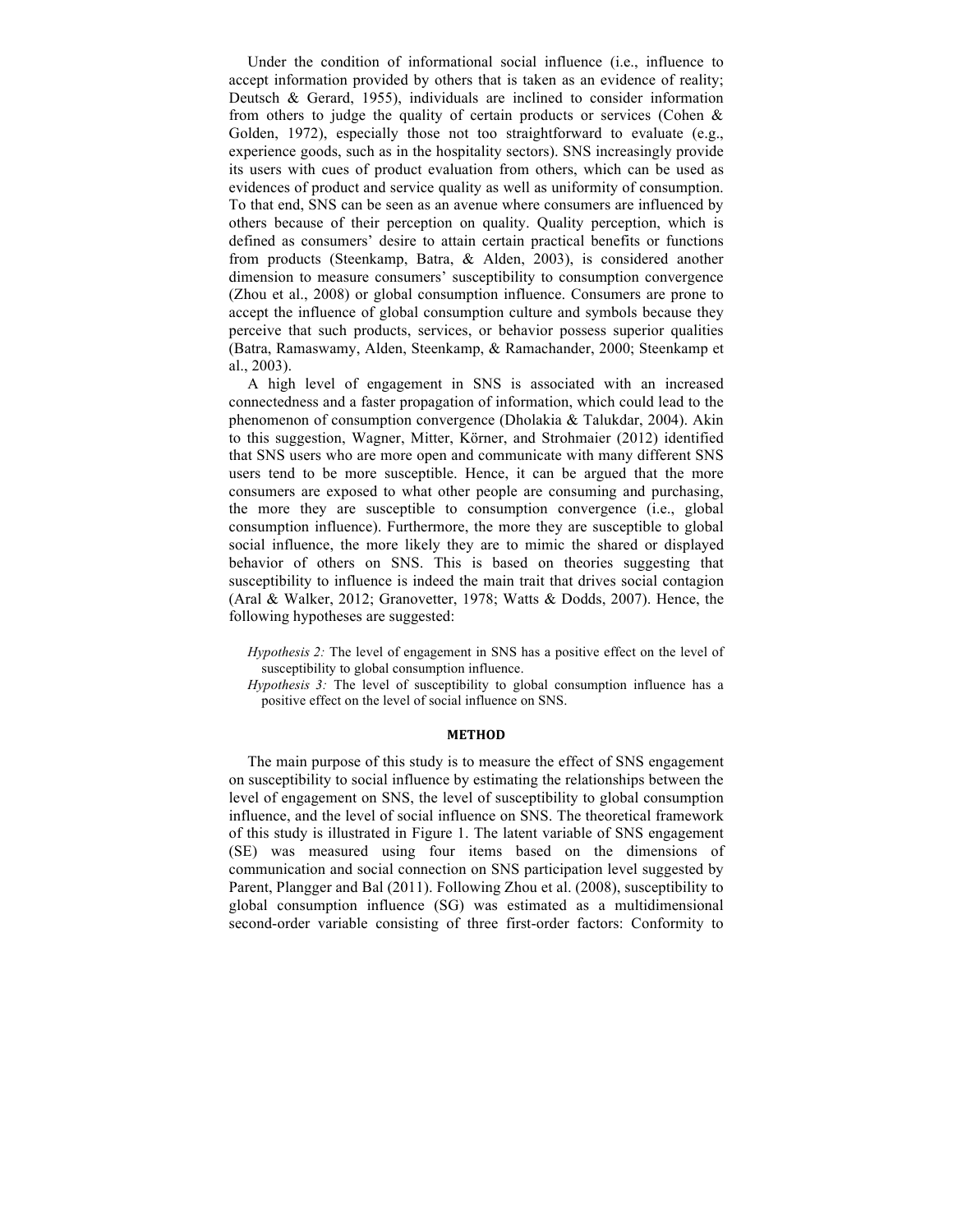Under the condition of informational social influence (i.e., influence to accept information provided by others that is taken as an evidence of reality; Deutsch & Gerard, 1955), individuals are inclined to consider information from others to judge the quality of certain products or services (Cohen & Golden, 1972), especially those not too straightforward to evaluate (e.g., experience goods, such as in the hospitality sectors). SNS increasingly provide its users with cues of product evaluation from others, which can be used as evidences of product and service quality as well as uniformity of consumption. To that end, SNS can be seen as an avenue where consumers are influenced by others because of their perception on quality. Quality perception, which is defined as consumers' desire to attain certain practical benefits or functions from products (Steenkamp, Batra, & Alden, 2003), is considered another dimension to measure consumers' susceptibility to consumption convergence (Zhou et al., 2008) or global consumption influence. Consumers are prone to accept the influence of global consumption culture and symbols because they perceive that such products, services, or behavior possess superior qualities (Batra, Ramaswamy, Alden, Steenkamp, & Ramachander, 2000; Steenkamp et al., 2003).

A high level of engagement in SNS is associated with an increased connectedness and a faster propagation of information, which could lead to the phenomenon of consumption convergence (Dholakia & Talukdar, 2004). Akin to this suggestion, Wagner, Mitter, Körner, and Strohmaier (2012) identified that SNS users who are more open and communicate with many different SNS users tend to be more susceptible. Hence, it can be argued that the more consumers are exposed to what other people are consuming and purchasing, the more they are susceptible to consumption convergence (i.e., global consumption influence). Furthermore, the more they are susceptible to global social influence, the more likely they are to mimic the shared or displayed behavior of others on SNS. This is based on theories suggesting that susceptibility to influence is indeed the main trait that drives social contagion (Aral & Walker, 2012; Granovetter, 1978; Watts & Dodds, 2007). Hence, the following hypotheses are suggested:

> *Hypothesis 2:* The level of engagement in SNS has a positive effect on the level of susceptibility to global consumption influence.
>
> *Hypothesis 3:* The level of susceptibility to global consumption influence has a positive effect on the level of social influence on SNS.

## METHOD

The main purpose of this study is to measure the effect of SNS engagement on susceptibility to social influence by estimating the relationships between the level of engagement on SNS, the level of susceptibility to global consumption influence, and the level of social influence on SNS. The theoretical framework of this study is illustrated in Figure 1. The latent variable of SNS engagement (SE) was measured using four items based on the dimensions of communication and social connection on SNS participation level suggested by Parent, Plangger and Bal (2011). Following Zhou et al. (2008), susceptibility to global consumption influence (SG) was estimated as a multidimensional second-order variable consisting of three first-order factors: Conformity to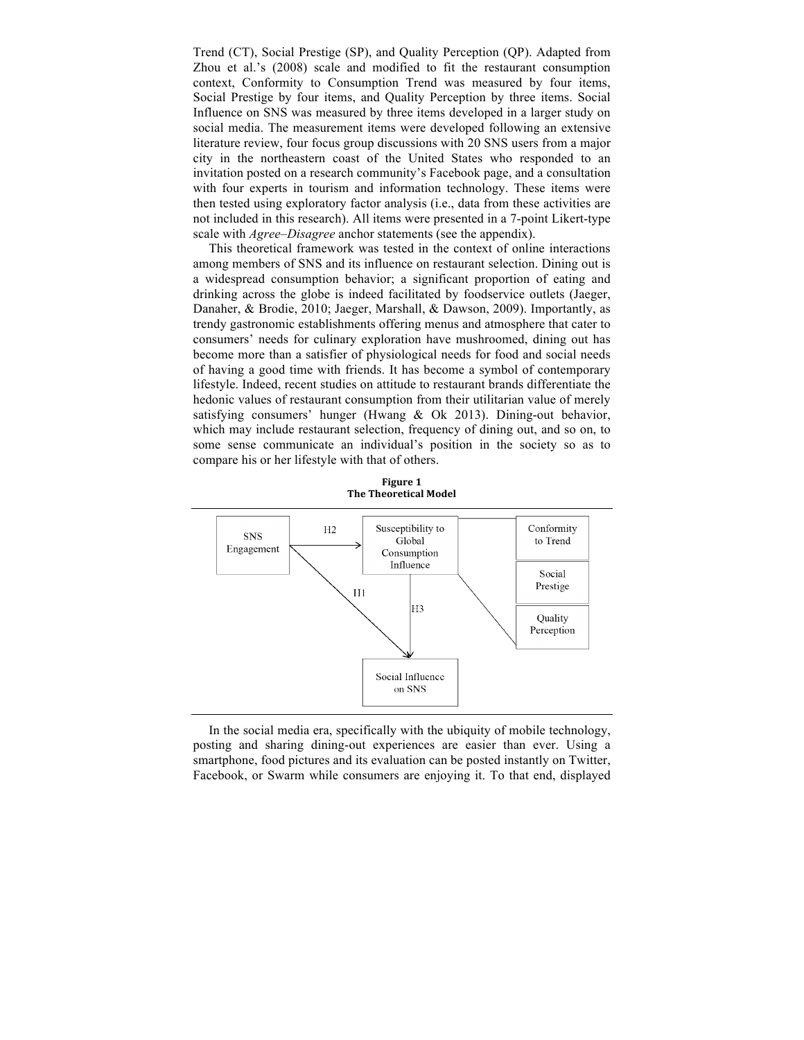Trend (CT), Social Prestige (SP), and Quality Perception (QP). Adapted from Zhou et al.'s (2008) scale and modified to fit the restaurant consumption context, Conformity to Consumption Trend was measured by four items, Social Prestige by four items, and Quality Perception by three items. Social Influence on SNS was measured by three items developed in a larger study on social media. The measurement items were developed following an extensive literature review, four focus group discussions with 20 SNS users from a major city in the northeastern coast of the United States who responded to an invitation posted on a research community's Facebook page, and a consultation with four experts in tourism and information technology. These items were then tested using exploratory factor analysis (i.e., data from these activities are not included in this research). All items were presented in a 7-point Likert-type scale with *Agree–Disagree* anchor statements (see the appendix).

This theoretical framework was tested in the context of online interactions among members of SNS and its influence on restaurant selection. Dining out is a widespread consumption behavior; a significant proportion of eating and drinking across the globe is indeed facilitated by foodservice outlets (Jaeger, Danaher, & Brodie, 2010; Jaeger, Marshall, & Dawson, 2009). Importantly, as trendy gastronomic establishments offering menus and atmosphere that cater to consumers' needs for culinary exploration have mushroomed, dining out has become more than a satisfier of physiological needs for food and social needs of having a good time with friends. It has become a symbol of contemporary lifestyle. Indeed, recent studies on attitude to restaurant brands differentiate the hedonic values of restaurant consumption from their utilitarian value of merely satisfying consumers' hunger (Hwang & Ok 2013). Dining-out behavior, which may include restaurant selection, frequency of dining out, and so on, to some sense communicate an individual's position in the society so as to compare his or her lifestyle with that of others.

**Figure 1**
**The Theoretical Model**

In the social media era, specifically with the ubiquity of mobile technology, posting and sharing dining-out experiences are easier than ever. Using a smartphone, food pictures and its evaluation can be posted instantly on Twitter, Facebook, or Swarm while consumers are enjoying it. To that end, displayed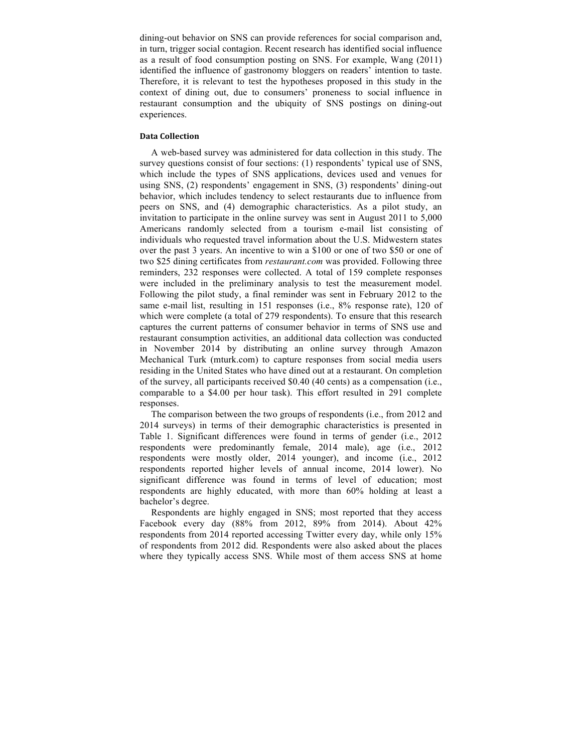dining-out behavior on SNS can provide references for social comparison and, in turn, trigger social contagion. Recent research has identified social influence as a result of food consumption posting on SNS. For example, Wang (2011) identified the influence of gastronomy bloggers on readers' intention to taste. Therefore, it is relevant to test the hypotheses proposed in this study in the context of dining out, due to consumers' proneness to social influence in restaurant consumption and the ubiquity of SNS postings on dining-out experiences.

### Data Collection

A web-based survey was administered for data collection in this study. The survey questions consist of four sections: (1) respondents' typical use of SNS, which include the types of SNS applications, devices used and venues for using SNS, (2) respondents' engagement in SNS, (3) respondents' dining-out behavior, which includes tendency to select restaurants due to influence from peers on SNS, and (4) demographic characteristics. As a pilot study, an invitation to participate in the online survey was sent in August 2011 to 5,000 Americans randomly selected from a tourism e-mail list consisting of individuals who requested travel information about the U.S. Midwestern states over the past 3 years. An incentive to win a $100 or one of two $50 or one of two $25 dining certificates from *restaurant.com* was provided. Following three reminders, 232 responses were collected. A total of 159 complete responses were included in the preliminary analysis to test the measurement model. Following the pilot study, a final reminder was sent in February 2012 to the same e-mail list, resulting in 151 responses (i.e., 8% response rate), 120 of which were complete (a total of 279 respondents). To ensure that this research captures the current patterns of consumer behavior in terms of SNS use and restaurant consumption activities, an additional data collection was conducted in November 2014 by distributing an online survey through Amazon Mechanical Turk (mturk.com) to capture responses from social media users residing in the United States who have dined out at a restaurant. On completion of the survey, all participants received $0.40 (40 cents) as a compensation (i.e., comparable to a $4.00 per hour task). This effort resulted in 291 complete responses.

The comparison between the two groups of respondents (i.e., from 2012 and 2014 surveys) in terms of their demographic characteristics is presented in Table 1. Significant differences were found in terms of gender (i.e., 2012 respondents were predominantly female, 2014 male), age (i.e., 2012 respondents were mostly older, 2014 younger), and income (i.e., 2012 respondents reported higher levels of annual income, 2014 lower). No significant difference was found in terms of level of education; most respondents are highly educated, with more than 60% holding at least a bachelor's degree.

Respondents are highly engaged in SNS; most reported that they access Facebook every day (88% from 2012, 89% from 2014). About 42% respondents from 2014 reported accessing Twitter every day, while only 15% of respondents from 2012 did. Respondents were also asked about the places where they typically access SNS. While most of them access SNS at home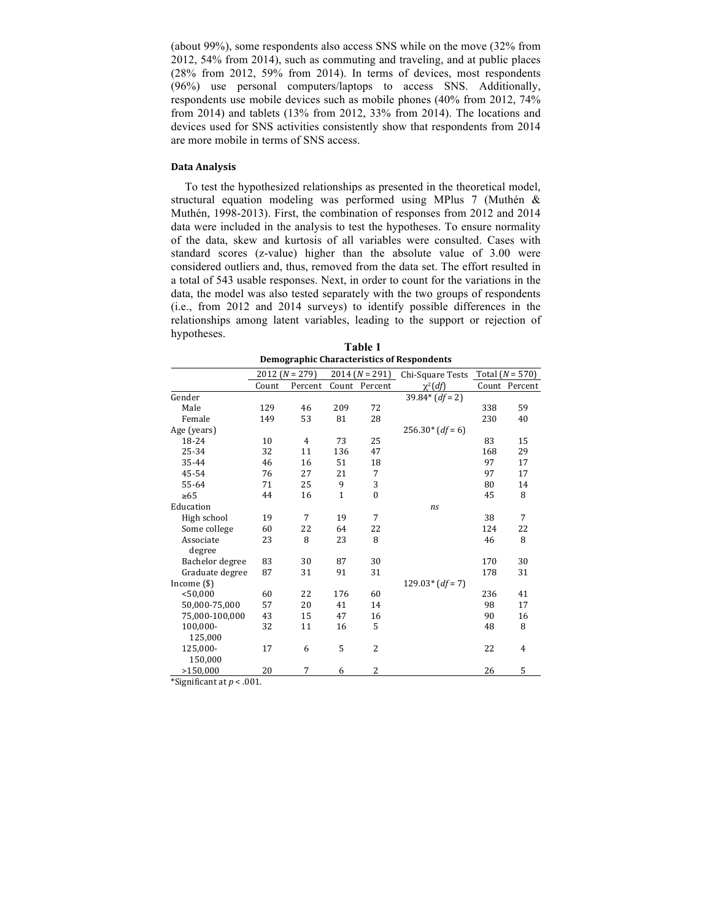(about 99%), some respondents also access SNS while on the move (32% from 2012, 54% from 2014), such as commuting and traveling, and at public places (28% from 2012, 59% from 2014). In terms of devices, most respondents (96%) use personal computers/laptops to access SNS. Additionally, respondents use mobile devices such as mobile phones (40% from 2012, 74% from 2014) and tablets (13% from 2012, 33% from 2014). The locations and devices used for SNS activities consistently show that respondents from 2014 are more mobile in terms of SNS access.

### Data Analysis

To test the hypothesized relationships as presented in the theoretical model, structural equation modeling was performed using MPlus 7 (Muthén & Muthén, 1998-2013). First, the combination of responses from 2012 and 2014 data were included in the analysis to test the hypotheses. To ensure normality of the data, skew and kurtosis of all variables were consulted. Cases with standard scores (z-value) higher than the absolute value of 3.00 were considered outliers and, thus, removed from the data set. The effort resulted in a total of 543 usable responses. Next, in order to count for the variations in the data, the model was also tested separately with the two groups of respondents (i.e., from 2012 and 2014 surveys) to identify possible differences in the relationships among latent variables, leading to the support or rejection of hypotheses.

**Table 1**
**Demographic Characteristics of Respondents**

| | 2012 ($N$ = 279) | | 2014 ($N$ = 291) | | Chi-Square Tests | Total ($N$ = 570) | |
|---|---|---|---|---|---|---|---|
| | Count | Percent | Count | Percent | $\chi^2(df)$ | Count | Percent |
| Gender | | | | | 39.84* ($df$ = 2) | | |
| Male | 129 | 46 | 209 | 72 | | 338 | 59 |
| Female | 149 | 53 | 81 | 28 | | 230 | 40 |
| Age (years) | | | | | 256.30* ($df$ = 6) | | |
| 18-24 | 10 | 4 | 73 | 25 | | 83 | 15 |
| 25-34 | 32 | 11 | 136 | 47 | | 168 | 29 |
| 35-44 | 46 | 16 | 51 | 18 | | 97 | 17 |
| 45-54 | 76 | 27 | 21 | 7 | | 97 | 17 |
| 55-64 | 71 | 25 | 9 | 3 | | 80 | 14 |
| ≥65 | 44 | 16 | 1 | 0 | | 45 | 8 |
| Education | | | | | *ns* | | |
| High school | 19 | 7 | 19 | 7 | | 38 | 7 |
| Some college | 60 | 22 | 64 | 22 | | 124 | 22 |
| Associate degree | 23 | 8 | 23 | 8 | | 46 | 8 |
| Bachelor degree | 83 | 30 | 87 | 30 | | 170 | 30 |
| Graduate degree | 87 | 31 | 91 | 31 | | 178 | 31 |
| Income ($) | | | | | 129.03* ($df$ = 7) | | |
| <50,000 | 60 | 22 | 176 | 60 | | 236 | 41 |
| 50,000-75,000 | 57 | 20 | 41 | 14 | | 98 | 17 |
| 75,000-100,000 | 43 | 15 | 47 | 16 | | 90 | 16 |
| 100,000-125,000 | 32 | 11 | 16 | 5 | | 48 | 8 |
| 125,000-150,000 | 17 | 6 | 5 | 2 | | 22 | 4 |
| >150,000 | 20 | 7 | 6 | 2 | | 26 | 5 |

*Significant at $p < .001$.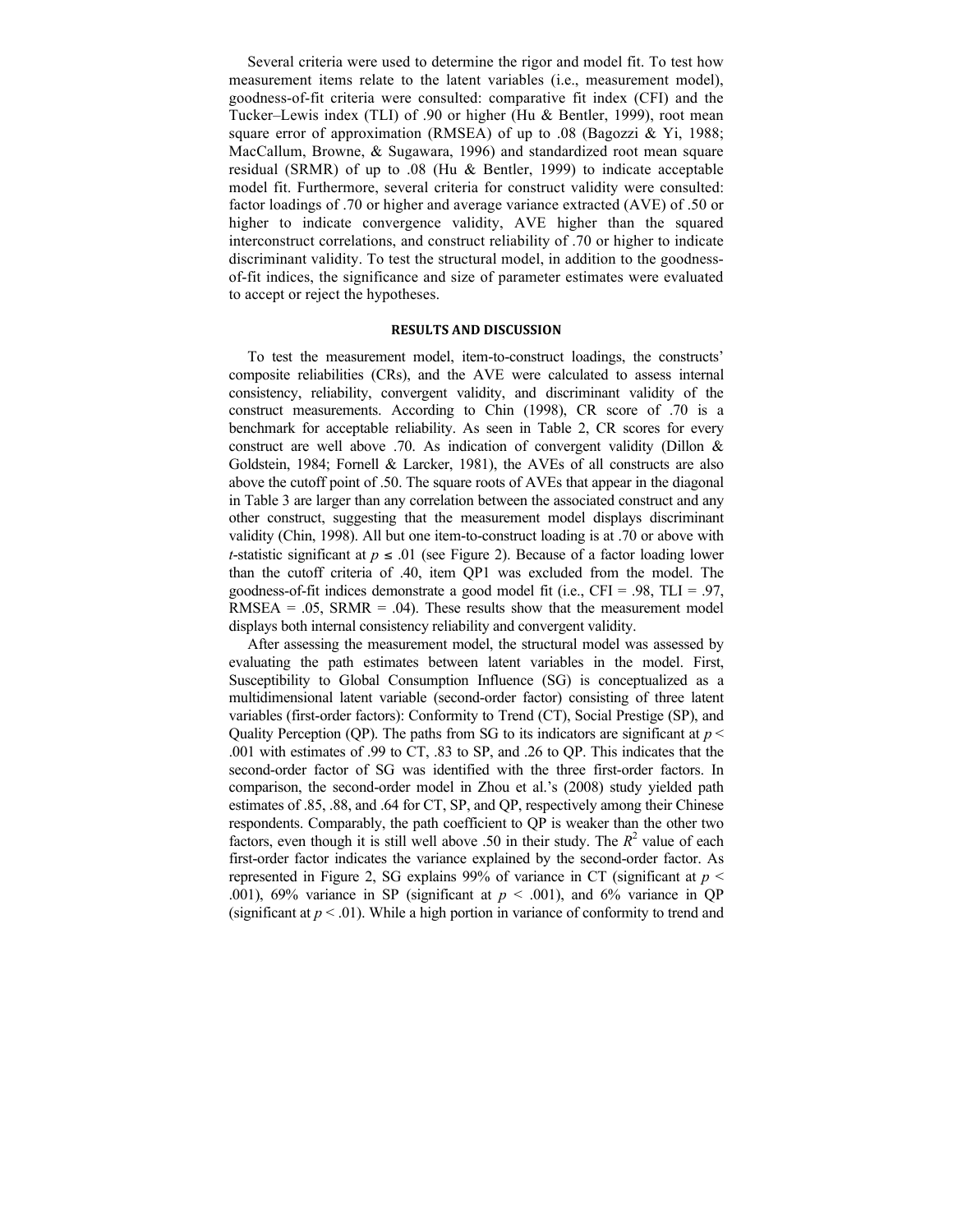Several criteria were used to determine the rigor and model fit. To test how measurement items relate to the latent variables (i.e., measurement model), goodness-of-fit criteria were consulted: comparative fit index (CFI) and the Tucker–Lewis index (TLI) of .90 or higher (Hu & Bentler, 1999), root mean square error of approximation (RMSEA) of up to .08 (Bagozzi & Yi, 1988; MacCallum, Browne, & Sugawara, 1996) and standardized root mean square residual (SRMR) of up to .08 (Hu & Bentler, 1999) to indicate acceptable model fit. Furthermore, several criteria for construct validity were consulted: factor loadings of .70 or higher and average variance extracted (AVE) of .50 or higher to indicate convergence validity, AVE higher than the squared interconstruct correlations, and construct reliability of .70 or higher to indicate discriminant validity. To test the structural model, in addition to the goodness-of-fit indices, the significance and size of parameter estimates were evaluated to accept or reject the hypotheses.

## RESULTS AND DISCUSSION

To test the measurement model, item-to-construct loadings, the constructs' composite reliabilities (CRs), and the AVE were calculated to assess internal consistency, reliability, convergent validity, and discriminant validity of the construct measurements. According to Chin (1998), CR score of .70 is a benchmark for acceptable reliability. As seen in Table 2, CR scores for every construct are well above .70. As indication of convergent validity (Dillon & Goldstein, 1984; Fornell & Larcker, 1981), the AVEs of all constructs are also above the cutoff point of .50. The square roots of AVEs that appear in the diagonal in Table 3 are larger than any correlation between the associated construct and any other construct, suggesting that the measurement model displays discriminant validity (Chin, 1998). All but one item-to-construct loading is at .70 or above with *t*-statistic significant at $p \leq .01$ (see Figure 2). Because of a factor loading lower than the cutoff criteria of .40, item QP1 was excluded from the model. The goodness-of-fit indices demonstrate a good model fit (i.e., CFI = .98, TLI = .97, RMSEA = .05, SRMR = .04). These results show that the measurement model displays both internal consistency reliability and convergent validity.

After assessing the measurement model, the structural model was assessed by evaluating the path estimates between latent variables in the model. First, Susceptibility to Global Consumption Influence (SG) is conceptualized as a multidimensional latent variable (second-order factor) consisting of three latent variables (first-order factors): Conformity to Trend (CT), Social Prestige (SP), and Quality Perception (QP). The paths from SG to its indicators are significant at $p < .001$ with estimates of .99 to CT, .83 to SP, and .26 to QP. This indicates that the second-order factor of SG was identified with the three first-order factors. In comparison, the second-order model in Zhou et al.'s (2008) study yielded path estimates of .85, .88, and .64 for CT, SP, and QP, respectively among their Chinese respondents. Comparably, the path coefficient to QP is weaker than the other two factors, even though it is still well above .50 in their study. The $R^2$ value of each first-order factor indicates the variance explained by the second-order factor. As represented in Figure 2, SG explains 99% of variance in CT (significant at $p < .001$), 69% variance in SP (significant at $p < .001$), and 6% variance in QP (significant at $p < .01$). While a high portion in variance of conformity to trend and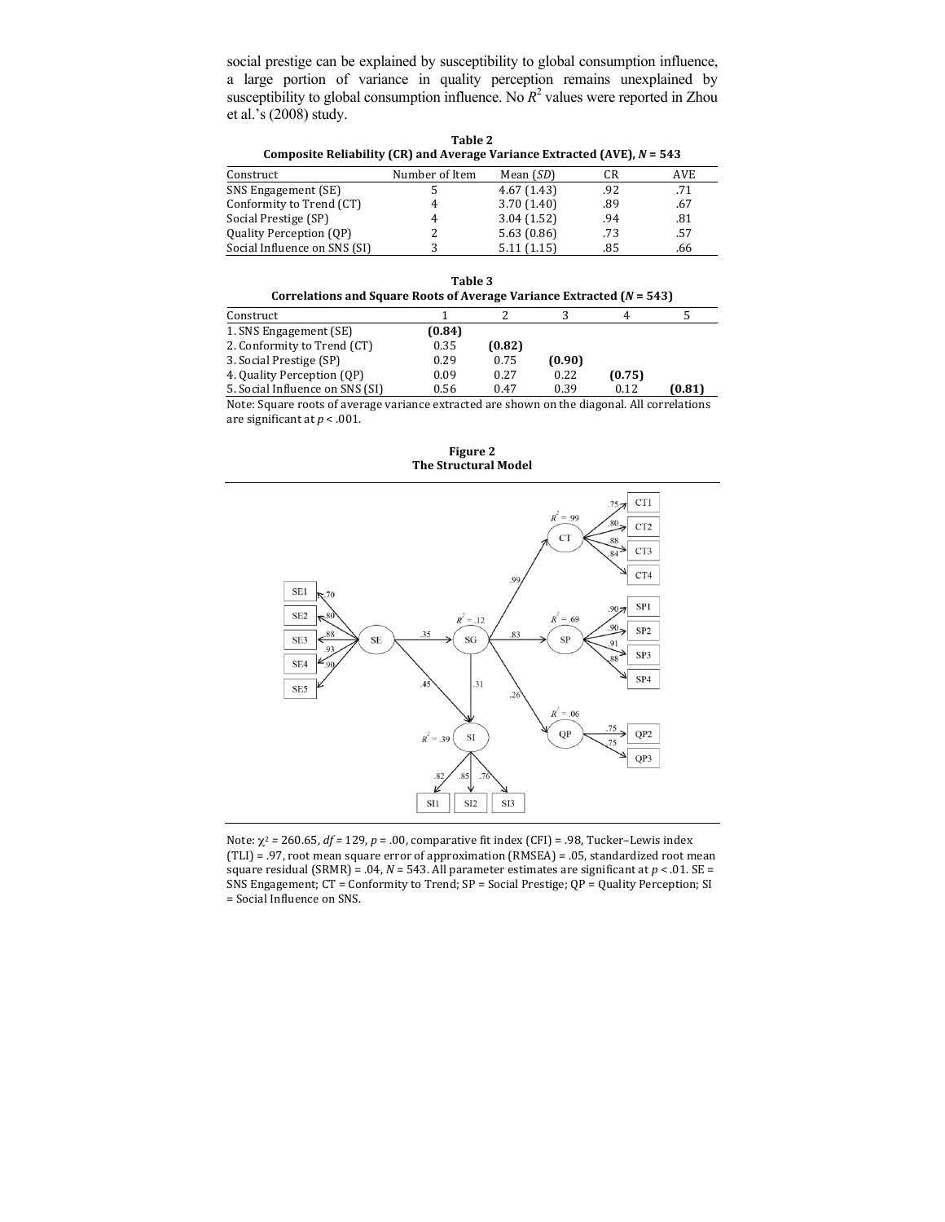social prestige can be explained by susceptibility to global consumption influence, a large portion of variance in quality perception remains unexplained by susceptibility to global consumption influence. No $R^2$ values were reported in Zhou et al.'s (2008) study.

**Table 2**
**Composite Reliability (CR) and Average Variance Extracted (AVE), *N* = 543**

| Construct | Number of Item | Mean (*SD*) | CR | AVE |
|---|---|---|---|---|
| SNS Engagement (SE) | 5 | 4.67 (1.43) | .92 | .71 |
| Conformity to Trend (CT) | 4 | 3.70 (1.40) | .89 | .67 |
| Social Prestige (SP) | 4 | 3.04 (1.52) | .94 | .81 |
| Quality Perception (QP) | 2 | 5.63 (0.86) | .73 | .57 |
| Social Influence on SNS (SI) | 3 | 5.11 (1.15) | .85 | .66 |

**Table 3**
**Correlations and Square Roots of Average Variance Extracted (*N* = 543)**

| Construct | 1 | 2 | 3 | 4 | 5 |
|---|---|---|---|---|---|
| 1. SNS Engagement (SE) | **(0.84)** | | | | |
| 2. Conformity to Trend (CT) | 0.35 | **(0.82)** | | | |
| 3. Social Prestige (SP) | 0.29 | 0.75 | **(0.90)** | | |
| 4. Quality Perception (QP) | 0.09 | 0.27 | 0.22 | **(0.75)** | |
| 5. Social Influence on SNS (SI) | 0.56 | 0.47 | 0.39 | 0.12 | **(0.81)** |

Note: Square roots of average variance extracted are shown on the diagonal. All correlations are significant at $p < .001$.

**Figure 2**
**The Structural Model**

Note: $\chi^2 = 260.65$, $df = 129$, $p = .00$, comparative fit index (CFI) = .98, Tucker–Lewis index (TLI) = .97, root mean square error of approximation (RMSEA) = .05, standardized root mean square residual (SRMR) = .04, $N = 543$. All parameter estimates are significant at $p < .01$. SE = SNS Engagement; CT = Conformity to Trend; SP = Social Prestige; QP = Quality Perception; SI = Social Influence on SNS.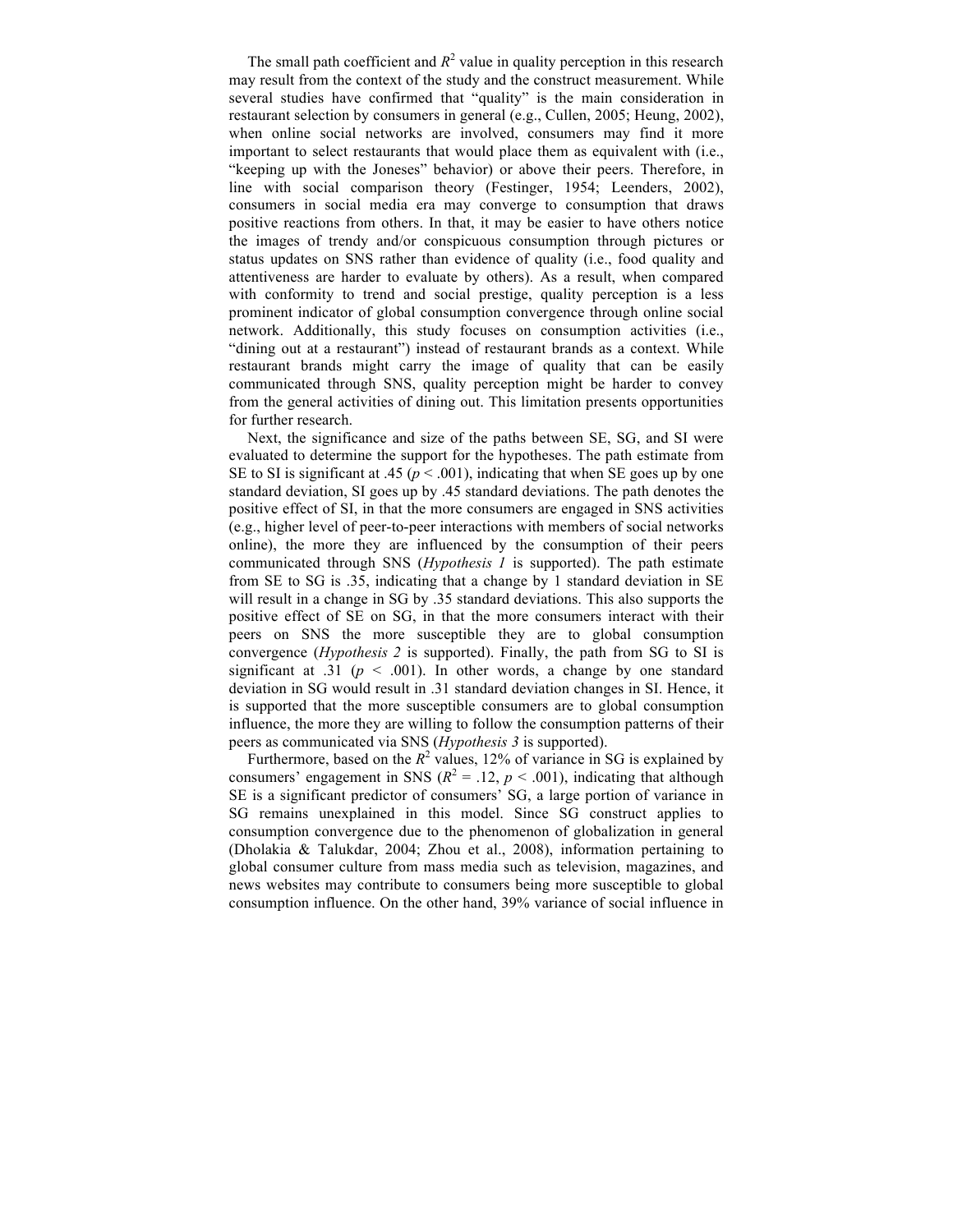The small path coefficient and $R^2$ value in quality perception in this research may result from the context of the study and the construct measurement. While several studies have confirmed that "quality" is the main consideration in restaurant selection by consumers in general (e.g., Cullen, 2005; Heung, 2002), when online social networks are involved, consumers may find it more important to select restaurants that would place them as equivalent with (i.e., "keeping up with the Joneses" behavior) or above their peers. Therefore, in line with social comparison theory (Festinger, 1954; Leenders, 2002), consumers in social media era may converge to consumption that draws positive reactions from others. In that, it may be easier to have others notice the images of trendy and/or conspicuous consumption through pictures or status updates on SNS rather than evidence of quality (i.e., food quality and attentiveness are harder to evaluate by others). As a result, when compared with conformity to trend and social prestige, quality perception is a less prominent indicator of global consumption convergence through online social network. Additionally, this study focuses on consumption activities (i.e., "dining out at a restaurant") instead of restaurant brands as a context. While restaurant brands might carry the image of quality that can be easily communicated through SNS, quality perception might be harder to convey from the general activities of dining out. This limitation presents opportunities for further research.

Next, the significance and size of the paths between SE, SG, and SI were evaluated to determine the support for the hypotheses. The path estimate from SE to SI is significant at .45 ($p < .001$), indicating that when SE goes up by one standard deviation, SI goes up by .45 standard deviations. The path denotes the positive effect of SI, in that the more consumers are engaged in SNS activities (e.g., higher level of peer-to-peer interactions with members of social networks online), the more they are influenced by the consumption of their peers communicated through SNS (*Hypothesis 1* is supported). The path estimate from SE to SG is .35, indicating that a change by 1 standard deviation in SE will result in a change in SG by .35 standard deviations. This also supports the positive effect of SE on SG, in that the more consumers interact with their peers on SNS the more susceptible they are to global consumption convergence (*Hypothesis 2* is supported). Finally, the path from SG to SI is significant at .31 ($p < .001$). In other words, a change by one standard deviation in SG would result in .31 standard deviation changes in SI. Hence, it is supported that the more susceptible consumers are to global consumption influence, the more they are willing to follow the consumption patterns of their peers as communicated via SNS (*Hypothesis 3* is supported).

Furthermore, based on the $R^2$ values, 12% of variance in SG is explained by consumers' engagement in SNS ($R^2 = .12$, $p < .001$), indicating that although SE is a significant predictor of consumers' SG, a large portion of variance in SG remains unexplained in this model. Since SG construct applies to consumption convergence due to the phenomenon of globalization in general (Dholakia & Talukdar, 2004; Zhou et al., 2008), information pertaining to global consumer culture from mass media such as television, magazines, and news websites may contribute to consumers being more susceptible to global consumption influence. On the other hand, 39% variance of social influence in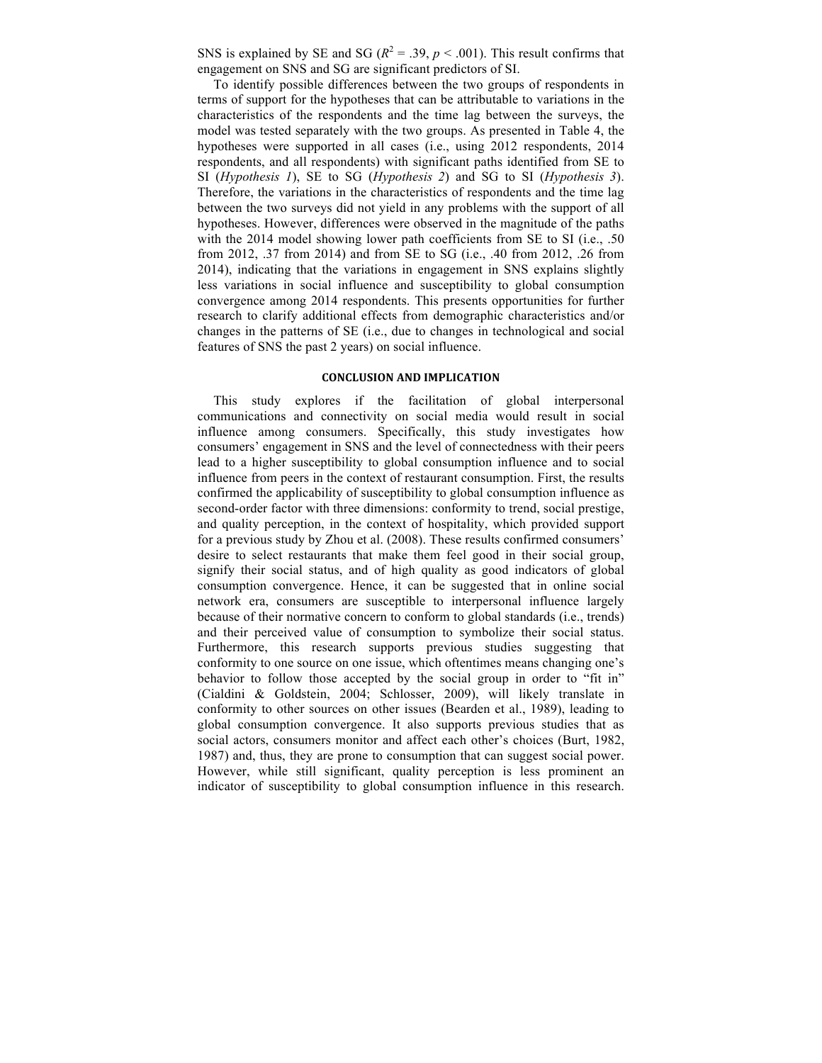SNS is explained by SE and SG ($R^2$ = .39, $p < .001$). This result confirms that engagement on SNS and SG are significant predictors of SI.

To identify possible differences between the two groups of respondents in terms of support for the hypotheses that can be attributable to variations in the characteristics of the respondents and the time lag between the surveys, the model was tested separately with the two groups. As presented in Table 4, the hypotheses were supported in all cases (i.e., using 2012 respondents, 2014 respondents, and all respondents) with significant paths identified from SE to SI (*Hypothesis 1*), SE to SG (*Hypothesis 2*) and SG to SI (*Hypothesis 3*). Therefore, the variations in the characteristics of respondents and the time lag between the two surveys did not yield in any problems with the support of all hypotheses. However, differences were observed in the magnitude of the paths with the 2014 model showing lower path coefficients from SE to SI (i.e., .50 from 2012, .37 from 2014) and from SE to SG (i.e., .40 from 2012, .26 from 2014), indicating that the variations in engagement in SNS explains slightly less variations in social influence and susceptibility to global consumption convergence among 2014 respondents. This presents opportunities for further research to clarify additional effects from demographic characteristics and/or changes in the patterns of SE (i.e., due to changes in technological and social features of SNS the past 2 years) on social influence.

## CONCLUSION AND IMPLICATION

This study explores if the facilitation of global interpersonal communications and connectivity on social media would result in social influence among consumers. Specifically, this study investigates how consumers' engagement in SNS and the level of connectedness with their peers lead to a higher susceptibility to global consumption influence and to social influence from peers in the context of restaurant consumption. First, the results confirmed the applicability of susceptibility to global consumption influence as second-order factor with three dimensions: conformity to trend, social prestige, and quality perception, in the context of hospitality, which provided support for a previous study by Zhou et al. (2008). These results confirmed consumers' desire to select restaurants that make them feel good in their social group, signify their social status, and of high quality as good indicators of global consumption convergence. Hence, it can be suggested that in online social network era, consumers are susceptible to interpersonal influence largely because of their normative concern to conform to global standards (i.e., trends) and their perceived value of consumption to symbolize their social status. Furthermore, this research supports previous studies suggesting that conformity to one source on one issue, which oftentimes means changing one's behavior to follow those accepted by the social group in order to "fit in" (Cialdini & Goldstein, 2004; Schlosser, 2009), will likely translate in conformity to other sources on other issues (Bearden et al., 1989), leading to global consumption convergence. It also supports previous studies that as social actors, consumers monitor and affect each other's choices (Burt, 1982, 1987) and, thus, they are prone to consumption that can suggest social power. However, while still significant, quality perception is less prominent an indicator of susceptibility to global consumption influence in this research.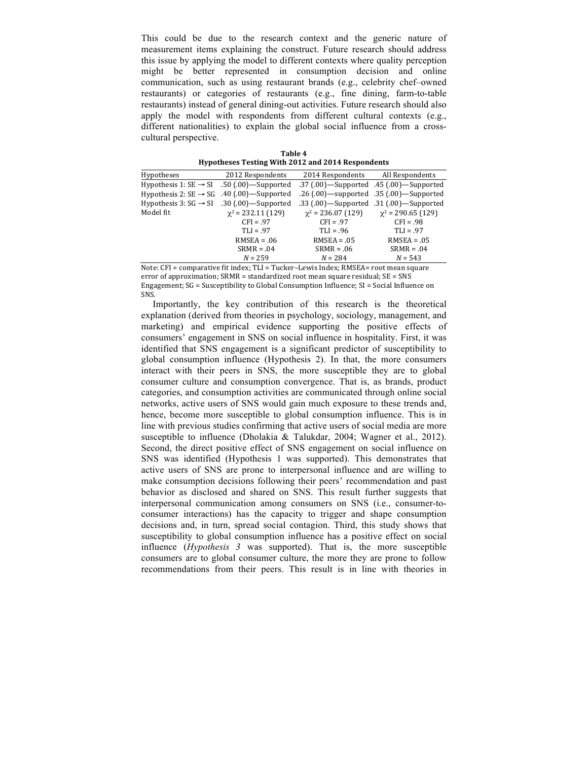This could be due to the research context and the generic nature of measurement items explaining the construct. Future research should address this issue by applying the model to different contexts where quality perception might be better represented in consumption decision and online communication, such as using restaurant brands (e.g., celebrity chef–owned restaurants) or categories of restaurants (e.g., fine dining, farm-to-table restaurants) instead of general dining-out activities. Future research should also apply the model with respondents from different cultural contexts (e.g., different nationalities) to explain the global social influence from a cross-cultural perspective.

**Table 4**
**Hypotheses Testing With 2012 and 2014 Respondents**

| Hypotheses | 2012 Respondents | 2014 Respondents | All Respondents |
|---|---|---|---|
| Hypothesis 1: SE → SI | .50 (.00)—Supported | .37 (.00)—Supported | .45 (.00)—Supported |
| Hypothesis 2: SE → SG | .40 (.00)—Supported | .26 (.00)—supported | .35 (.00)—Supported |
| Hypothesis 3: SG → SI | .30 (.00)—Supported | .33 (.00)—Supported | .31 (.00)—Supported |
| Model fit | $\chi^2 = 232.11$ (129) | $\chi^2 = 236.07$ (129) | $\chi^2 = 290.65$ (129) |
| | CFI = .97 | CFI = .97 | CFI = .98 |
| | TLI = .97 | TLI = .96 | TLI = .97 |
| | RMSEA = .06 | RMSEA = .05 | RMSEA = .05 |
| | SRMR = .04 | SRMR = .06 | SRMR = .04 |
| | $N = 259$ | $N = 284$ | $N = 543$ |

Note: CFI = comparative fit index; TLI = Tucker–Lewis Index; RMSEA= root mean square error of approximation; SRMR = standardized root mean square residual; SE = SNS Engagement; SG = Susceptibility to Global Consumption Influence; SI = Social Influence on SNS.

Importantly, the key contribution of this research is the theoretical explanation (derived from theories in psychology, sociology, management, and marketing) and empirical evidence supporting the positive effects of consumers' engagement in SNS on social influence in hospitality. First, it was identified that SNS engagement is a significant predictor of susceptibility to global consumption influence (Hypothesis 2). In that, the more consumers interact with their peers in SNS, the more susceptible they are to global consumer culture and consumption convergence. That is, as brands, product categories, and consumption activities are communicated through online social networks, active users of SNS would gain much exposure to these trends and, hence, become more susceptible to global consumption influence. This is in line with previous studies confirming that active users of social media are more susceptible to influence (Dholakia & Talukdar, 2004; Wagner et al., 2012). Second, the direct positive effect of SNS engagement on social influence on SNS was identified (Hypothesis 1 was supported). This demonstrates that active users of SNS are prone to interpersonal influence and are willing to make consumption decisions following their peers' recommendation and past behavior as disclosed and shared on SNS. This result further suggests that interpersonal communication among consumers on SNS (i.e., consumer-to-consumer interactions) has the capacity to trigger and shape consumption decisions and, in turn, spread social contagion. Third, this study shows that susceptibility to global consumption influence has a positive effect on social influence (*Hypothesis 3* was supported). That is, the more susceptible consumers are to global consumer culture, the more they are prone to follow recommendations from their peers. This result is in line with theories in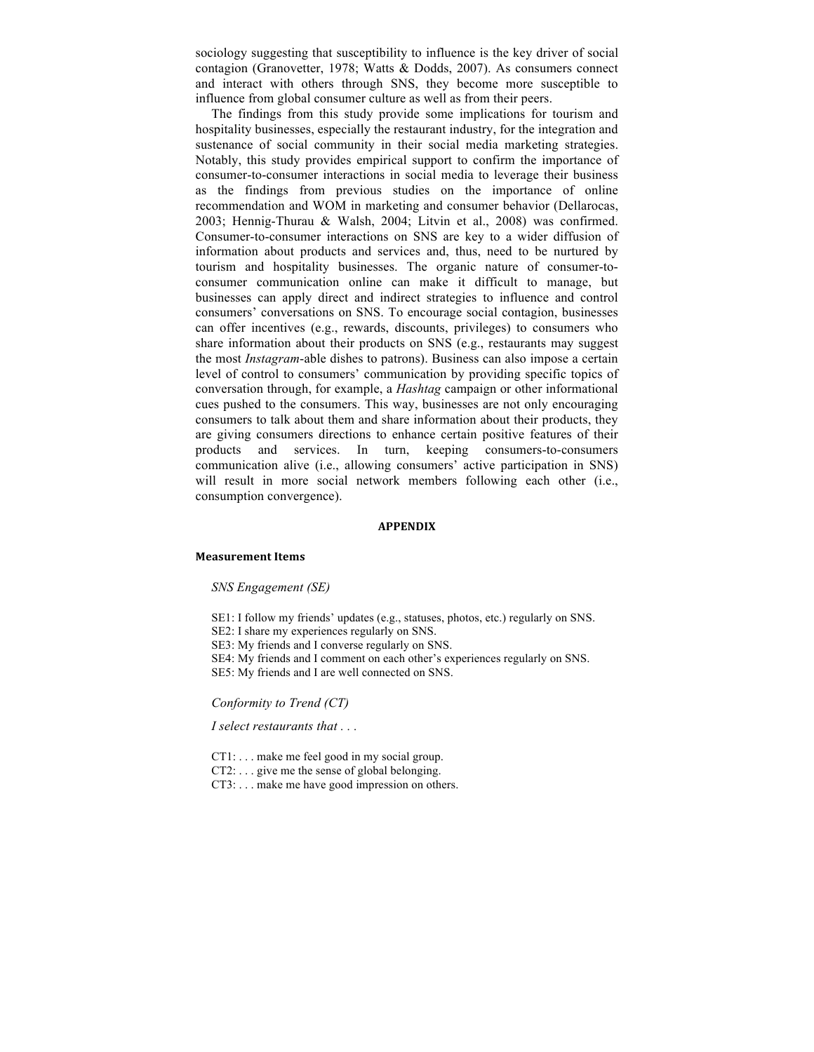sociology suggesting that susceptibility to influence is the key driver of social contagion (Granovetter, 1978; Watts & Dodds, 2007). As consumers connect and interact with others through SNS, they become more susceptible to influence from global consumer culture as well as from their peers.

The findings from this study provide some implications for tourism and hospitality businesses, especially the restaurant industry, for the integration and sustenance of social community in their social media marketing strategies. Notably, this study provides empirical support to confirm the importance of consumer-to-consumer interactions in social media to leverage their business as the findings from previous studies on the importance of online recommendation and WOM in marketing and consumer behavior (Dellarocas, 2003; Hennig-Thurau & Walsh, 2004; Litvin et al., 2008) was confirmed. Consumer-to-consumer interactions on SNS are key to a wider diffusion of information about products and services and, thus, need to be nurtured by tourism and hospitality businesses. The organic nature of consumer-to-consumer communication online can make it difficult to manage, but businesses can apply direct and indirect strategies to influence and control consumers' conversations on SNS. To encourage social contagion, businesses can offer incentives (e.g., rewards, discounts, privileges) to consumers who share information about their products on SNS (e.g., restaurants may suggest the most *Instagram*-able dishes to patrons). Business can also impose a certain level of control to consumers' communication by providing specific topics of conversation through, for example, a *Hashtag* campaign or other informational cues pushed to the consumers. This way, businesses are not only encouraging consumers to talk about them and share information about their products, they are giving consumers directions to enhance certain positive features of their products and services. In turn, keeping consumers-to-consumers communication alive (i.e., allowing consumers' active participation in SNS) will result in more social network members following each other (i.e., consumption convergence).

## APPENDIX

### Measurement Items

*SNS Engagement (SE)*

SE1: I follow my friends' updates (e.g., statuses, photos, etc.) regularly on SNS.
SE2: I share my experiences regularly on SNS.
SE3: My friends and I converse regularly on SNS.
SE4: My friends and I comment on each other's experiences regularly on SNS.
SE5: My friends and I are well connected on SNS.

*Conformity to Trend (CT)*

*I select restaurants that . . .*

CT1: . . . make me feel good in my social group.
CT2: . . . give me the sense of global belonging.
CT3: . . . make me have good impression on others.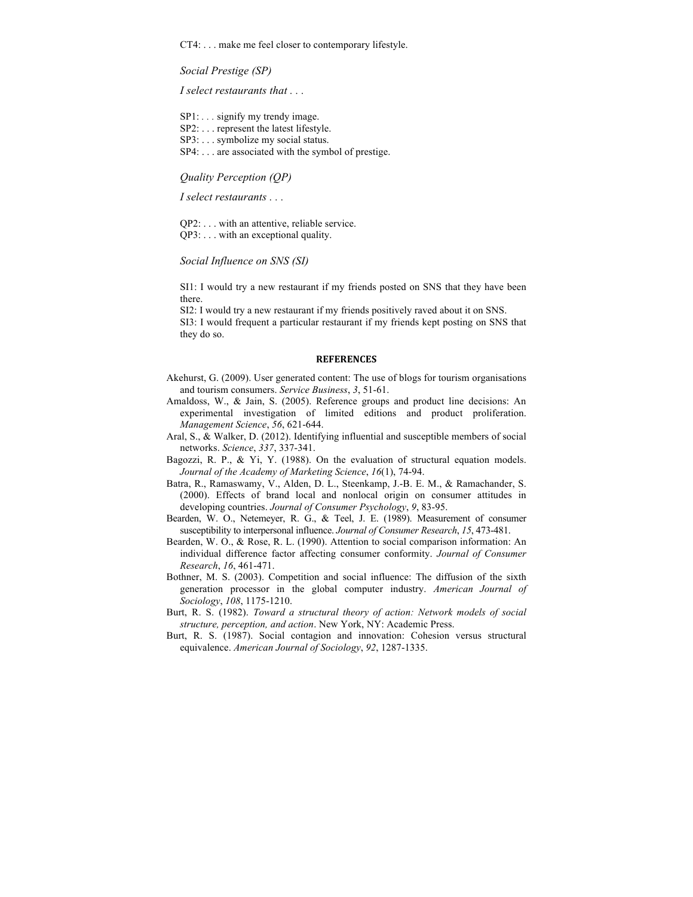CT4: . . . make me feel closer to contemporary lifestyle.

*Social Prestige (SP)*

*I select restaurants that . . .*

SP1: . . . signify my trendy image.
SP2: . . . represent the latest lifestyle.
SP3: . . . symbolize my social status.
SP4: . . . are associated with the symbol of prestige.

*Quality Perception (QP)*

*I select restaurants . . .*

QP2: . . . with an attentive, reliable service.
QP3: . . . with an exceptional quality.

*Social Influence on SNS (SI)*

SI1: I would try a new restaurant if my friends posted on SNS that they have been there.
SI2: I would try a new restaurant if my friends positively raved about it on SNS.
SI3: I would frequent a particular restaurant if my friends kept posting on SNS that they do so.

## REFERENCES

Akehurst, G. (2009). User generated content: The use of blogs for tourism organisations and tourism consumers. *Service Business*, *3*, 51-61.

Amaldoss, W., & Jain, S. (2005). Reference groups and product line decisions: An experimental investigation of limited editions and product proliferation. *Management Science*, *56*, 621-644.

Aral, S., & Walker, D. (2012). Identifying influential and susceptible members of social networks. *Science*, *337*, 337-341.

Bagozzi, R. P., & Yi, Y. (1988). On the evaluation of structural equation models. *Journal of the Academy of Marketing Science*, *16*(1), 74-94.

Batra, R., Ramaswamy, V., Alden, D. L., Steenkamp, J.-B. E. M., & Ramachander, S. (2000). Effects of brand local and nonlocal origin on consumer attitudes in developing countries. *Journal of Consumer Psychology*, *9*, 83-95.

Bearden, W. O., Netemeyer, R. G., & Teel, J. E. (1989). Measurement of consumer susceptibility to interpersonal influence. *Journal of Consumer Research*, *15*, 473-481.

Bearden, W. O., & Rose, R. L. (1990). Attention to social comparison information: An individual difference factor affecting consumer conformity. *Journal of Consumer Research*, *16*, 461-471.

Bothner, M. S. (2003). Competition and social influence: The diffusion of the sixth generation processor in the global computer industry. *American Journal of Sociology*, *108*, 1175-1210.

Burt, R. S. (1982). *Toward a structural theory of action: Network models of social structure, perception, and action*. New York, NY: Academic Press.

Burt, R. S. (1987). Social contagion and innovation: Cohesion versus structural equivalence. *American Journal of Sociology*, *92*, 1287-1335.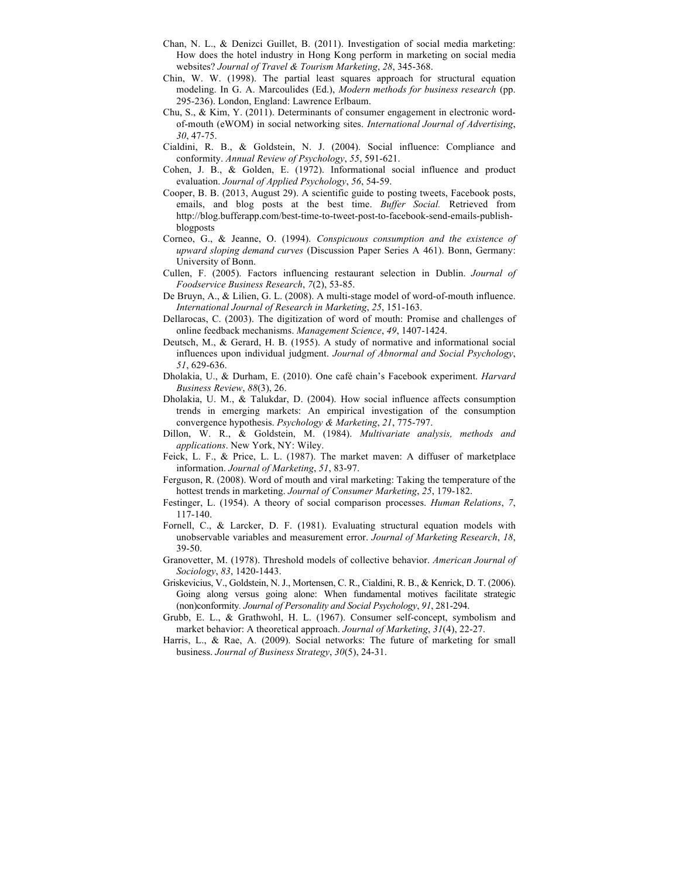Chan, N. L., & Denizci Guillet, B. (2011). Investigation of social media marketing: How does the hotel industry in Hong Kong perform in marketing on social media websites? *Journal of Travel & Tourism Marketing*, *28*, 345-368.

Chin, W. W. (1998). The partial least squares approach for structural equation modeling. In G. A. Marcoulides (Ed.), *Modern methods for business research* (pp. 295-236). London, England: Lawrence Erlbaum.

Chu, S., & Kim, Y. (2011). Determinants of consumer engagement in electronic word-of-mouth (eWOM) in social networking sites. *International Journal of Advertising*, *30*, 47-75.

Cialdini, R. B., & Goldstein, N. J. (2004). Social influence: Compliance and conformity. *Annual Review of Psychology*, *55*, 591-621.

Cohen, J. B., & Golden, E. (1972). Informational social influence and product evaluation. *Journal of Applied Psychology*, *56*, 54-59.

Cooper, B. B. (2013, August 29). A scientific guide to posting tweets, Facebook posts, emails, and blog posts at the best time. *Buffer Social.* Retrieved from http://blog.bufferapp.com/best-time-to-tweet-post-to-facebook-send-emails-publish-blogposts

Corneo, G., & Jeanne, O. (1994). *Conspicuous consumption and the existence of upward sloping demand curves* (Discussion Paper Series A 461). Bonn, Germany: University of Bonn.

Cullen, F. (2005). Factors influencing restaurant selection in Dublin. *Journal of Foodservice Business Research*, *7*(2), 53-85.

De Bruyn, A., & Lilien, G. L. (2008). A multi-stage model of word-of-mouth influence. *International Journal of Research in Marketing*, *25*, 151-163.

Dellarocas, C. (2003). The digitization of word of mouth: Promise and challenges of online feedback mechanisms. *Management Science*, *49*, 1407-1424.

Deutsch, M., & Gerard, H. B. (1955). A study of normative and informational social influences upon individual judgment. *Journal of Abnormal and Social Psychology*, *51*, 629-636.

Dholakia, U., & Durham, E. (2010). One café chain's Facebook experiment. *Harvard Business Review*, *88*(3), 26.

Dholakia, U. M., & Talukdar, D. (2004). How social influence affects consumption trends in emerging markets: An empirical investigation of the consumption convergence hypothesis. *Psychology & Marketing*, *21*, 775-797.

Dillon, W. R., & Goldstein, M. (1984). *Multivariate analysis, methods and applications*. New York, NY: Wiley.

Feick, L. F., & Price, L. L. (1987). The market maven: A diffuser of marketplace information. *Journal of Marketing*, *51*, 83-97.

Ferguson, R. (2008). Word of mouth and viral marketing: Taking the temperature of the hottest trends in marketing. *Journal of Consumer Marketing*, *25*, 179-182.

Festinger, L. (1954). A theory of social comparison processes. *Human Relations*, *7*, 117-140.

Fornell, C., & Larcker, D. F. (1981). Evaluating structural equation models with unobservable variables and measurement error. *Journal of Marketing Research*, *18*, 39-50.

Granovetter, M. (1978). Threshold models of collective behavior. *American Journal of Sociology*, *83*, 1420-1443.

Griskevicius, V., Goldstein, N. J., Mortensen, C. R., Cialdini, R. B., & Kenrick, D. T. (2006). Going along versus going alone: When fundamental motives facilitate strategic (non)conformity. *Journal of Personality and Social Psychology*, *91*, 281-294.

Grubb, E. L., & Grathwohl, H. L. (1967). Consumer self-concept, symbolism and market behavior: A theoretical approach. *Journal of Marketing*, *31*(4), 22-27.

Harris, L., & Rae, A. (2009). Social networks: The future of marketing for small business. *Journal of Business Strategy*, *30*(5), 24-31.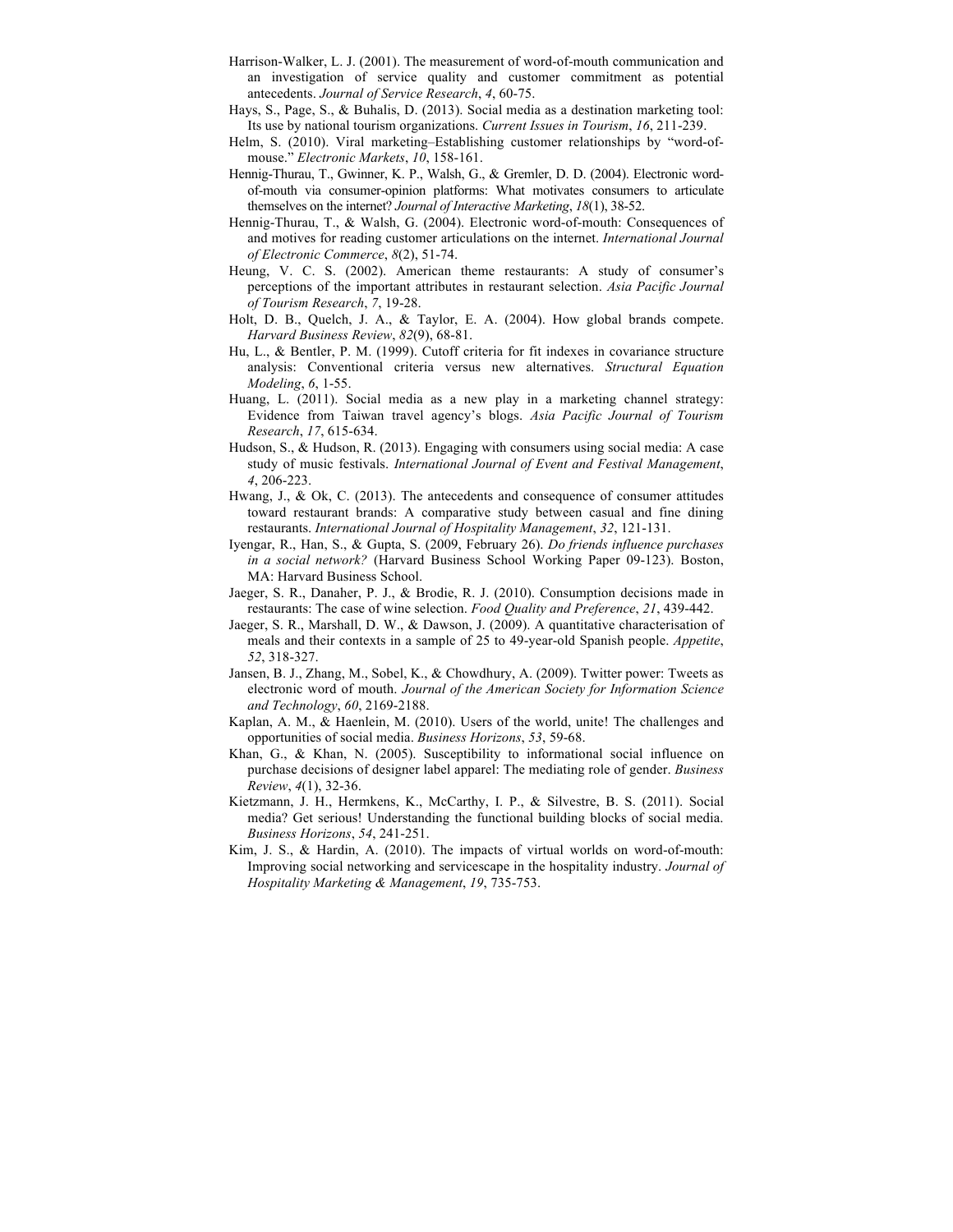Harrison-Walker, L. J. (2001). The measurement of word-of-mouth communication and an investigation of service quality and customer commitment as potential antecedents. *Journal of Service Research*, *4*, 60-75.

Hays, S., Page, S., & Buhalis, D. (2013). Social media as a destination marketing tool: Its use by national tourism organizations. *Current Issues in Tourism*, *16*, 211-239.

Helm, S. (2010). Viral marketing–Establishing customer relationships by "word-of-mouse." *Electronic Markets*, *10*, 158-161.

Hennig-Thurau, T., Gwinner, K. P., Walsh, G., & Gremler, D. D. (2004). Electronic word-of-mouth via consumer-opinion platforms: What motivates consumers to articulate themselves on the internet? *Journal of Interactive Marketing*, *18*(1), 38-52.

Hennig-Thurau, T., & Walsh, G. (2004). Electronic word-of-mouth: Consequences of and motives for reading customer articulations on the internet. *International Journal of Electronic Commerce*, *8*(2), 51-74.

Heung, V. C. S. (2002). American theme restaurants: A study of consumer's perceptions of the important attributes in restaurant selection. *Asia Pacific Journal of Tourism Research*, *7*, 19-28.

Holt, D. B., Quelch, J. A., & Taylor, E. A. (2004). How global brands compete. *Harvard Business Review*, *82*(9), 68-81.

Hu, L., & Bentler, P. M. (1999). Cutoff criteria for fit indexes in covariance structure analysis: Conventional criteria versus new alternatives. *Structural Equation Modeling*, *6*, 1-55.

Huang, L. (2011). Social media as a new play in a marketing channel strategy: Evidence from Taiwan travel agency's blogs. *Asia Pacific Journal of Tourism Research*, *17*, 615-634.

Hudson, S., & Hudson, R. (2013). Engaging with consumers using social media: A case study of music festivals. *International Journal of Event and Festival Management*, *4*, 206-223.

Hwang, J., & Ok, C. (2013). The antecedents and consequence of consumer attitudes toward restaurant brands: A comparative study between casual and fine dining restaurants. *International Journal of Hospitality Management*, *32*, 121-131.

Iyengar, R., Han, S., & Gupta, S. (2009, February 26). *Do friends influence purchases in a social network?* (Harvard Business School Working Paper 09-123). Boston, MA: Harvard Business School.

Jaeger, S. R., Danaher, P. J., & Brodie, R. J. (2010). Consumption decisions made in restaurants: The case of wine selection. *Food Quality and Preference*, *21*, 439-442.

Jaeger, S. R., Marshall, D. W., & Dawson, J. (2009). A quantitative characterisation of meals and their contexts in a sample of 25 to 49-year-old Spanish people. *Appetite*, *52*, 318-327.

Jansen, B. J., Zhang, M., Sobel, K., & Chowdhury, A. (2009). Twitter power: Tweets as electronic word of mouth. *Journal of the American Society for Information Science and Technology*, *60*, 2169-2188.

Kaplan, A. M., & Haenlein, M. (2010). Users of the world, unite! The challenges and opportunities of social media. *Business Horizons*, *53*, 59-68.

Khan, G., & Khan, N. (2005). Susceptibility to informational social influence on purchase decisions of designer label apparel: The mediating role of gender. *Business Review*, *4*(1), 32-36.

Kietzmann, J. H., Hermkens, K., McCarthy, I. P., & Silvestre, B. S. (2011). Social media? Get serious! Understanding the functional building blocks of social media. *Business Horizons*, *54*, 241-251.

Kim, J. S., & Hardin, A. (2010). The impacts of virtual worlds on word-of-mouth: Improving social networking and servicescape in the hospitality industry. *Journal of Hospitality Marketing & Management*, *19*, 735-753.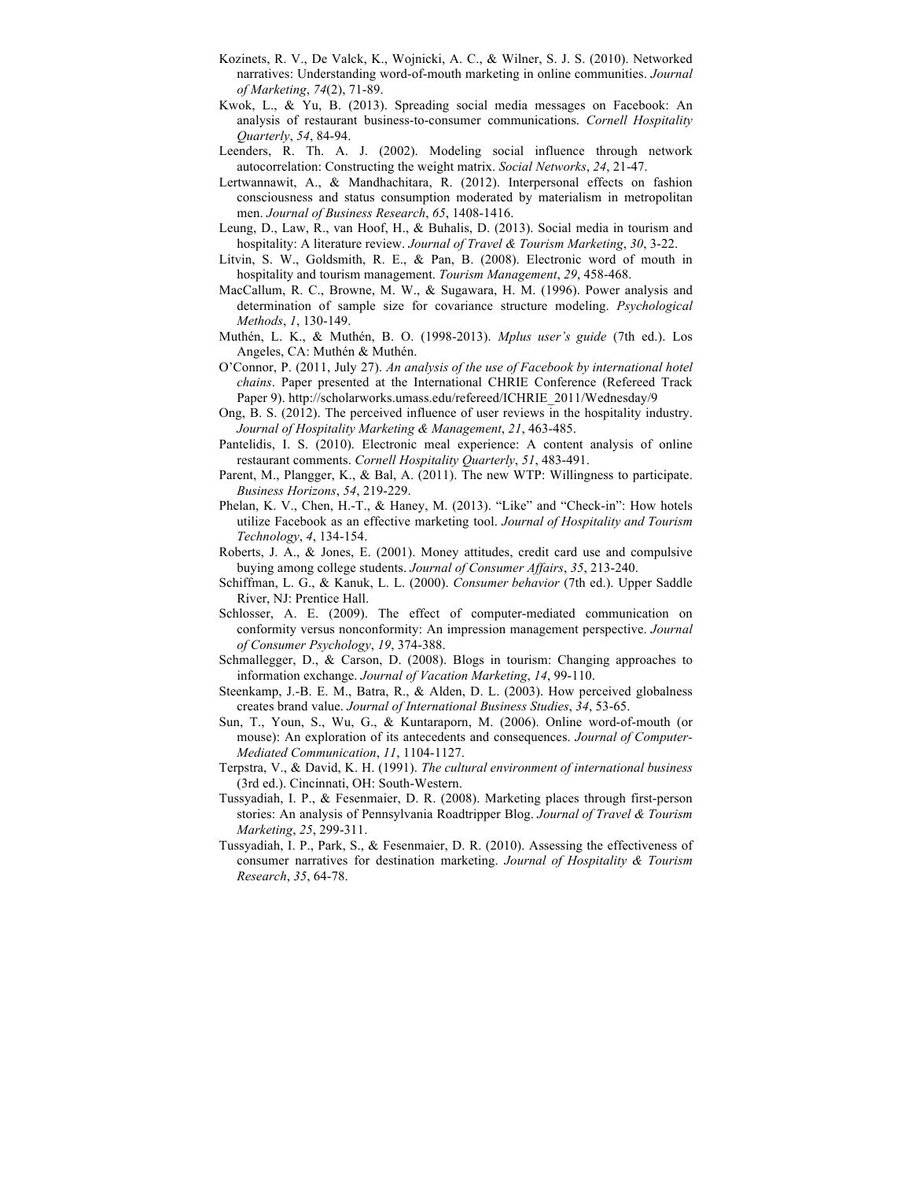Kozinets, R. V., De Valck, K., Wojnicki, A. C., & Wilner, S. J. S. (2010). Networked narratives: Understanding word-of-mouth marketing in online communities. *Journal of Marketing*, *74*(2), 71-89.

Kwok, L., & Yu, B. (2013). Spreading social media messages on Facebook: An analysis of restaurant business-to-consumer communications. *Cornell Hospitality Quarterly*, *54*, 84-94.

Leenders, R. Th. A. J. (2002). Modeling social influence through network autocorrelation: Constructing the weight matrix. *Social Networks*, *24*, 21-47.

Lertwannawit, A., & Mandhachitara, R. (2012). Interpersonal effects on fashion consciousness and status consumption moderated by materialism in metropolitan men. *Journal of Business Research*, *65*, 1408-1416.

Leung, D., Law, R., van Hoof, H., & Buhalis, D. (2013). Social media in tourism and hospitality: A literature review. *Journal of Travel & Tourism Marketing*, *30*, 3-22.

Litvin, S. W., Goldsmith, R. E., & Pan, B. (2008). Electronic word of mouth in hospitality and tourism management. *Tourism Management*, *29*, 458-468.

MacCallum, R. C., Browne, M. W., & Sugawara, H. M. (1996). Power analysis and determination of sample size for covariance structure modeling. *Psychological Methods*, *1*, 130-149.

Muthén, L. K., & Muthén, B. O. (1998-2013). *Mplus user's guide* (7th ed.). Los Angeles, CA: Muthén & Muthén.

O'Connor, P. (2011, July 27). *An analysis of the use of Facebook by international hotel chains*. Paper presented at the International CHRIE Conference (Refereed Track Paper 9). http://scholarworks.umass.edu/refereed/ICHRIE_2011/Wednesday/9

Ong, B. S. (2012). The perceived influence of user reviews in the hospitality industry. *Journal of Hospitality Marketing & Management*, *21*, 463-485.

Pantelidis, I. S. (2010). Electronic meal experience: A content analysis of online restaurant comments. *Cornell Hospitality Quarterly*, *51*, 483-491.

Parent, M., Plangger, K., & Bal, A. (2011). The new WTP: Willingness to participate. *Business Horizons*, *54*, 219-229.

Phelan, K. V., Chen, H.-T., & Haney, M. (2013). "Like" and "Check-in": How hotels utilize Facebook as an effective marketing tool. *Journal of Hospitality and Tourism Technology*, *4*, 134-154.

Roberts, J. A., & Jones, E. (2001). Money attitudes, credit card use and compulsive buying among college students. *Journal of Consumer Affairs*, *35*, 213-240.

Schiffman, L. G., & Kanuk, L. L. (2000). *Consumer behavior* (7th ed.). Upper Saddle River, NJ: Prentice Hall.

Schlosser, A. E. (2009). The effect of computer-mediated communication on conformity versus nonconformity: An impression management perspective. *Journal of Consumer Psychology*, *19*, 374-388.

Schmallegger, D., & Carson, D. (2008). Blogs in tourism: Changing approaches to information exchange. *Journal of Vacation Marketing*, *14*, 99-110.

Steenkamp, J.-B. E. M., Batra, R., & Alden, D. L. (2003). How perceived globalness creates brand value. *Journal of International Business Studies*, *34*, 53-65.

Sun, T., Youn, S., Wu, G., & Kuntaraporn, M. (2006). Online word-of-mouth (or mouse): An exploration of its antecedents and consequences. *Journal of Computer-Mediated Communication*, *11*, 1104-1127.

Terpstra, V., & David, K. H. (1991). *The cultural environment of international business* (3rd ed.). Cincinnati, OH: South-Western.

Tussyadiah, I. P., & Fesenmaier, D. R. (2008). Marketing places through first-person stories: An analysis of Pennsylvania Roadtripper Blog. *Journal of Travel & Tourism Marketing*, *25*, 299-311.

Tussyadiah, I. P., Park, S., & Fesenmaier, D. R. (2010). Assessing the effectiveness of consumer narratives for destination marketing. *Journal of Hospitality & Tourism Research*, *35*, 64-78.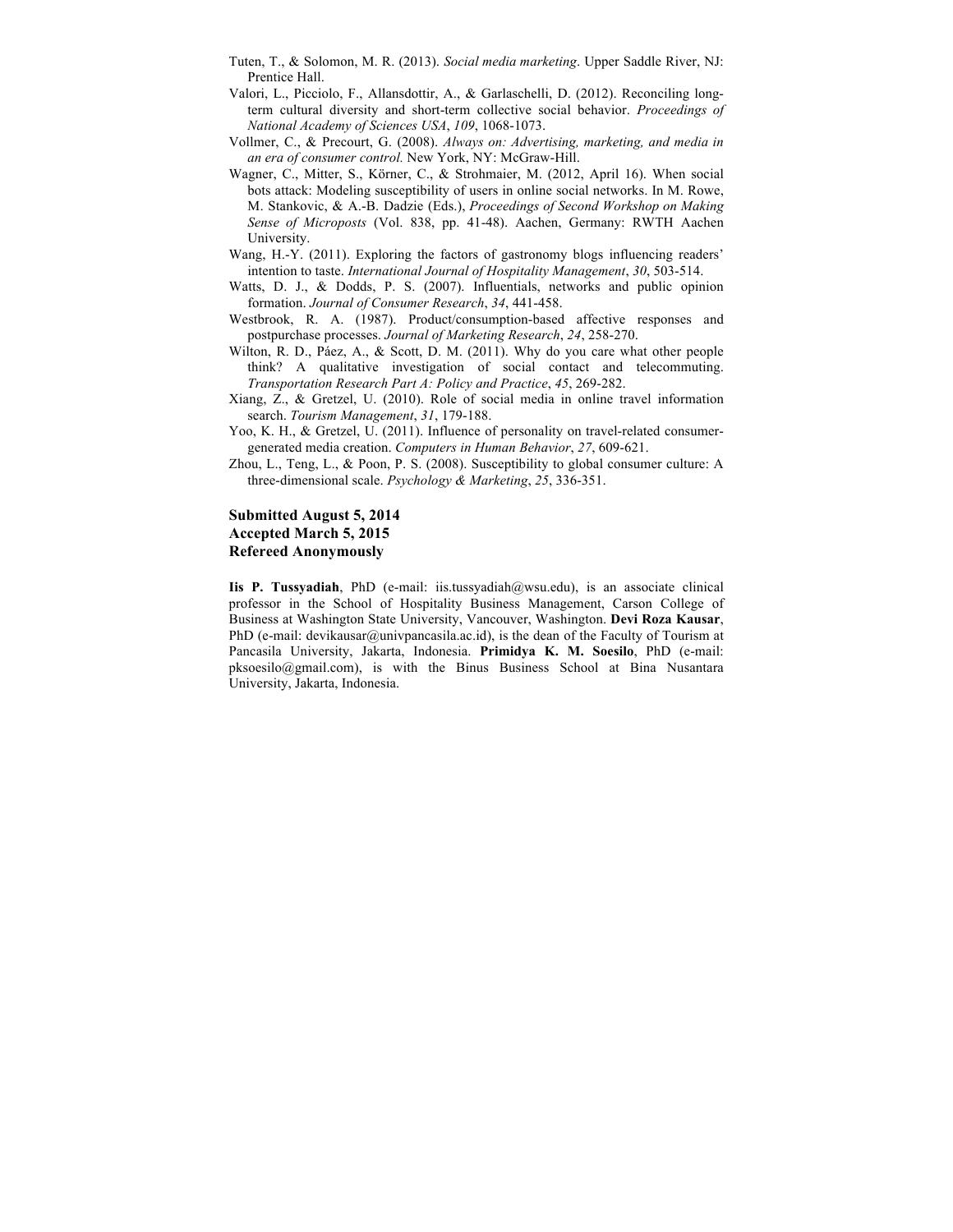Tuten, T., & Solomon, M. R. (2013). *Social media marketing*. Upper Saddle River, NJ: Prentice Hall.

Valori, L., Picciolo, F., Allansdottir, A., & Garlaschelli, D. (2012). Reconciling long-term cultural diversity and short-term collective social behavior. *Proceedings of National Academy of Sciences USA*, *109*, 1068-1073.

Vollmer, C., & Precourt, G. (2008). *Always on: Advertising, marketing, and media in an era of consumer control.* New York, NY: McGraw-Hill.

Wagner, C., Mitter, S., Körner, C., & Strohmaier, M. (2012, April 16). When social bots attack: Modeling susceptibility of users in online social networks. In M. Rowe, M. Stankovic, & A.-B. Dadzie (Eds.), *Proceedings of Second Workshop on Making Sense of Microposts* (Vol. 838, pp. 41-48). Aachen, Germany: RWTH Aachen University.

Wang, H.-Y. (2011). Exploring the factors of gastronomy blogs influencing readers' intention to taste. *International Journal of Hospitality Management*, *30*, 503-514.

Watts, D. J., & Dodds, P. S. (2007). Influentials, networks and public opinion formation. *Journal of Consumer Research*, *34*, 441-458.

Westbrook, R. A. (1987). Product/consumption-based affective responses and postpurchase processes. *Journal of Marketing Research*, *24*, 258-270.

Wilton, R. D., Páez, A., & Scott, D. M. (2011). Why do you care what other people think? A qualitative investigation of social contact and telecommuting. *Transportation Research Part A: Policy and Practice*, *45*, 269-282.

Xiang, Z., & Gretzel, U. (2010). Role of social media in online travel information search. *Tourism Management*, *31*, 179-188.

Yoo, K. H., & Gretzel, U. (2011). Influence of personality on travel-related consumer-generated media creation. *Computers in Human Behavior*, *27*, 609-621.

Zhou, L., Teng, L., & Poon, P. S. (2008). Susceptibility to global consumer culture: A three-dimensional scale. *Psychology & Marketing*, *25*, 336-351.

**Submitted August 5, 2014**
**Accepted March 5, 2015**
**Refereed Anonymously**

**Iis P. Tussyadiah**, PhD (e-mail: iis.tussyadiah@wsu.edu), is an associate clinical professor in the School of Hospitality Business Management, Carson College of Business at Washington State University, Vancouver, Washington. **Devi Roza Kausar**, PhD (e-mail: devikausar@univpancasila.ac.id), is the dean of the Faculty of Tourism at Pancasila University, Jakarta, Indonesia. **Primidya K. M. Soesilo**, PhD (e-mail: pksoesilo@gmail.com), is with the Binus Business School at Bina Nusantara University, Jakarta, Indonesia.